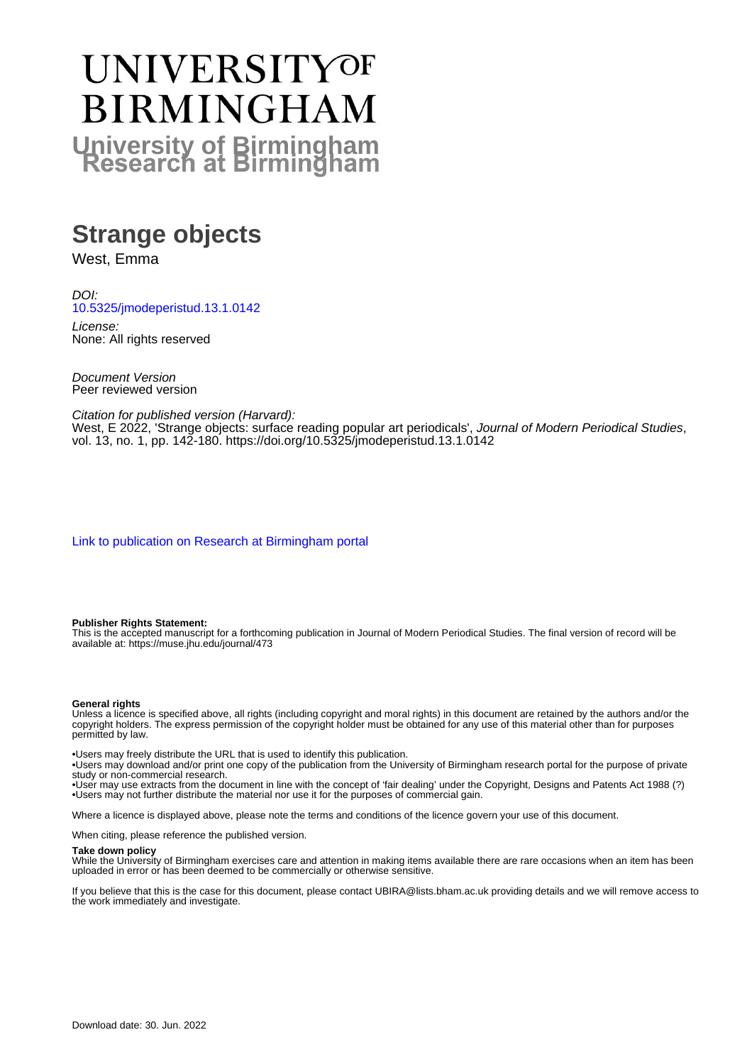# UNIVERSITY OF BIRMINGHAM

## University of Birmingham Research at Birmingham

# Strange objects

West, Emma

*DOI:*
10.5325/jmodeperistud.13.1.0142

*License:*
None: All rights reserved

*Document Version*
Peer reviewed version

*Citation for published version (Harvard):*
West, E 2022, 'Strange objects: surface reading popular art periodicals', *Journal of Modern Periodical Studies*, vol. 13, no. 1, pp. 142-180. https://doi.org/10.5325/jmodeperistud.13.1.0142

Link to publication on Research at Birmingham portal

**Publisher Rights Statement:**
This is the accepted manuscript for a forthcoming publication in Journal of Modern Periodical Studies. The final version of record will be available at: https://muse.jhu.edu/journal/473

**General rights**
Unless a licence is specified above, all rights (including copyright and moral rights) in this document are retained by the authors and/or the copyright holders. The express permission of the copyright holder must be obtained for any use of this material other than for purposes permitted by law.

•Users may freely distribute the URL that is used to identify this publication.
•Users may download and/or print one copy of the publication from the University of Birmingham research portal for the purpose of private study or non-commercial research.
•User may use extracts from the document in line with the concept of 'fair dealing' under the Copyright, Designs and Patents Act 1988 (?)
•Users may not further distribute the material nor use it for the purposes of commercial gain.

Where a licence is displayed above, please note the terms and conditions of the licence govern your use of this document.

When citing, please reference the published version.

**Take down policy**
While the University of Birmingham exercises care and attention in making items available there are rare occasions when an item has been uploaded in error or has been deemed to be commercially or otherwise sensitive.

If you believe that this is the case for this document, please contact UBIRA@lists.bham.ac.uk providing details and we will remove access to the work immediately and investigate.

Download date: 30. Jun. 2022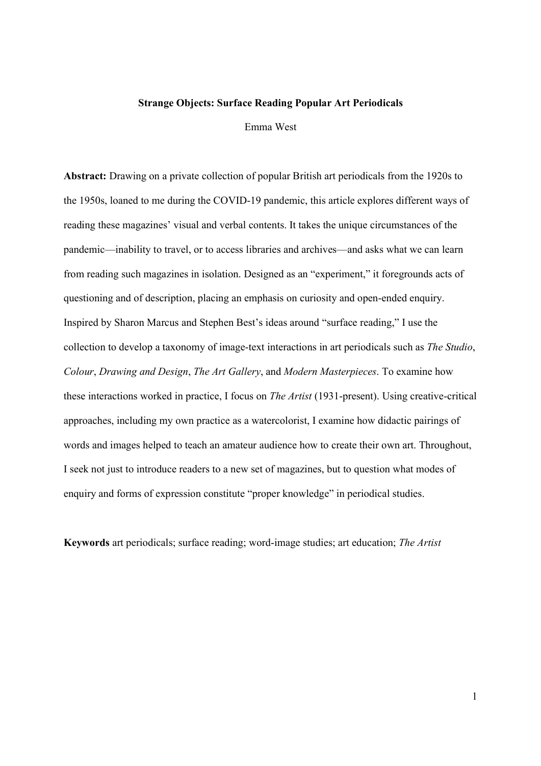**Strange Objects: Surface Reading Popular Art Periodicals**

Emma West

**Abstract:** Drawing on a private collection of popular British art periodicals from the 1920s to the 1950s, loaned to me during the COVID-19 pandemic, this article explores different ways of reading these magazines' visual and verbal contents. It takes the unique circumstances of the pandemic—inability to travel, or to access libraries and archives—and asks what we can learn from reading such magazines in isolation. Designed as an "experiment," it foregrounds acts of questioning and of description, placing an emphasis on curiosity and open-ended enquiry. Inspired by Sharon Marcus and Stephen Best's ideas around "surface reading," I use the collection to develop a taxonomy of image-text interactions in art periodicals such as *The Studio*, *Colour*, *Drawing and Design*, *The Art Gallery*, and *Modern Masterpieces*. To examine how these interactions worked in practice, I focus on *The Artist* (1931-present). Using creative-critical approaches, including my own practice as a watercolorist, I examine how didactic pairings of words and images helped to teach an amateur audience how to create their own art. Throughout, I seek not just to introduce readers to a new set of magazines, but to question what modes of enquiry and forms of expression constitute "proper knowledge" in periodical studies.

**Keywords** art periodicals; surface reading; word-image studies; art education; *The Artist*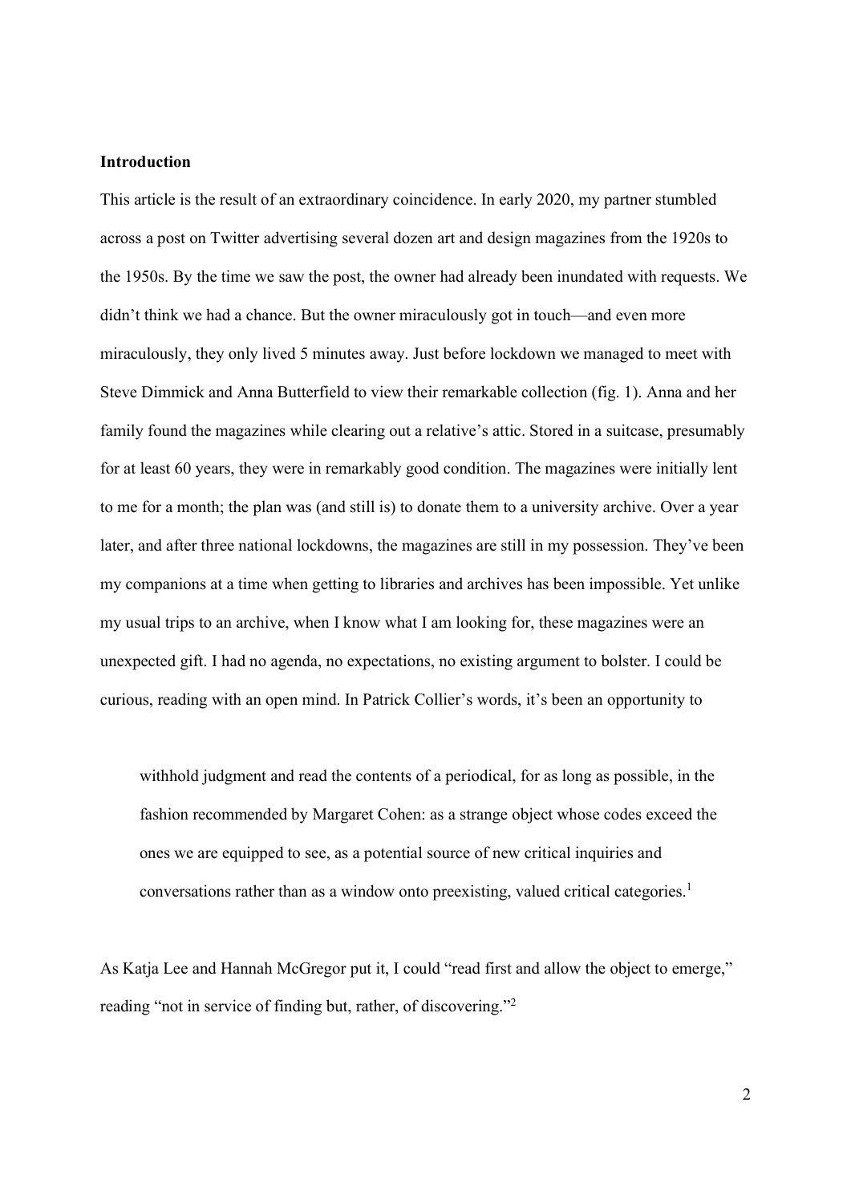## Introduction

This article is the result of an extraordinary coincidence. In early 2020, my partner stumbled across a post on Twitter advertising several dozen art and design magazines from the 1920s to the 1950s. By the time we saw the post, the owner had already been inundated with requests. We didn't think we had a chance. But the owner miraculously got in touch—and even more miraculously, they only lived 5 minutes away. Just before lockdown we managed to meet with Steve Dimmick and Anna Butterfield to view their remarkable collection (fig. 1). Anna and her family found the magazines while clearing out a relative's attic. Stored in a suitcase, presumably for at least 60 years, they were in remarkably good condition. The magazines were initially lent to me for a month; the plan was (and still is) to donate them to a university archive. Over a year later, and after three national lockdowns, the magazines are still in my possession. They've been my companions at a time when getting to libraries and archives has been impossible. Yet unlike my usual trips to an archive, when I know what I am looking for, these magazines were an unexpected gift. I had no agenda, no expectations, no existing argument to bolster. I could be curious, reading with an open mind. In Patrick Collier's words, it's been an opportunity to

> withhold judgment and read the contents of a periodical, for as long as possible, in the fashion recommended by Margaret Cohen: as a strange object whose codes exceed the ones we are equipped to see, as a potential source of new critical inquiries and conversations rather than as a window onto preexisting, valued critical categories.[1]

As Katja Lee and Hannah McGregor put it, I could "read first and allow the object to emerge," reading "not in service of finding but, rather, of discovering."[2]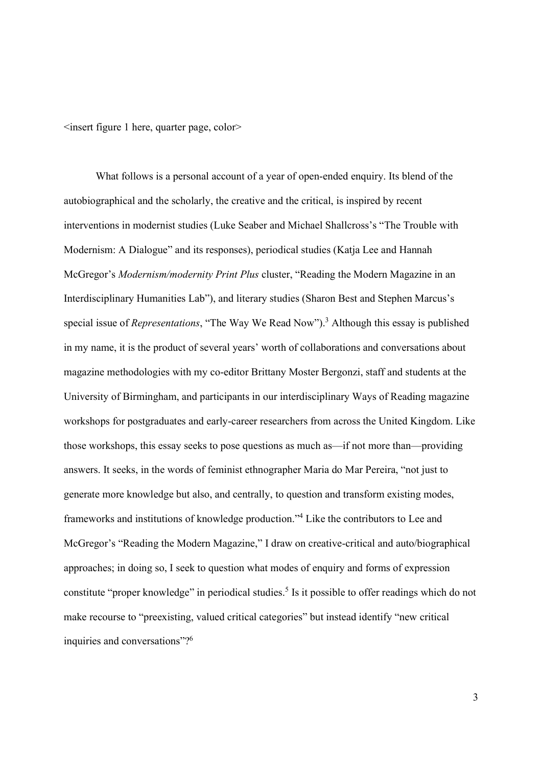<insert figure 1 here, quarter page, color>

What follows is a personal account of a year of open-ended enquiry. Its blend of the autobiographical and the scholarly, the creative and the critical, is inspired by recent interventions in modernist studies (Luke Seaber and Michael Shallcross's "The Trouble with Modernism: A Dialogue" and its responses), periodical studies (Katja Lee and Hannah McGregor's *Modernism/modernity Print Plus* cluster, "Reading the Modern Magazine in an Interdisciplinary Humanities Lab"), and literary studies (Sharon Best and Stephen Marcus's special issue of *Representations*, "The Way We Read Now").[3] Although this essay is published in my name, it is the product of several years' worth of collaborations and conversations about magazine methodologies with my co-editor Brittany Moster Bergonzi, staff and students at the University of Birmingham, and participants in our interdisciplinary Ways of Reading magazine workshops for postgraduates and early-career researchers from across the United Kingdom. Like those workshops, this essay seeks to pose questions as much as—if not more than—providing answers. It seeks, in the words of feminist ethnographer Maria do Mar Pereira, "not just to generate more knowledge but also, and centrally, to question and transform existing modes, frameworks and institutions of knowledge production."[4] Like the contributors to Lee and McGregor's "Reading the Modern Magazine," I draw on creative-critical and auto/biographical approaches; in doing so, I seek to question what modes of enquiry and forms of expression constitute "proper knowledge" in periodical studies.[5] Is it possible to offer readings which do not make recourse to "preexisting, valued critical categories" but instead identify "new critical inquiries and conversations"?[6]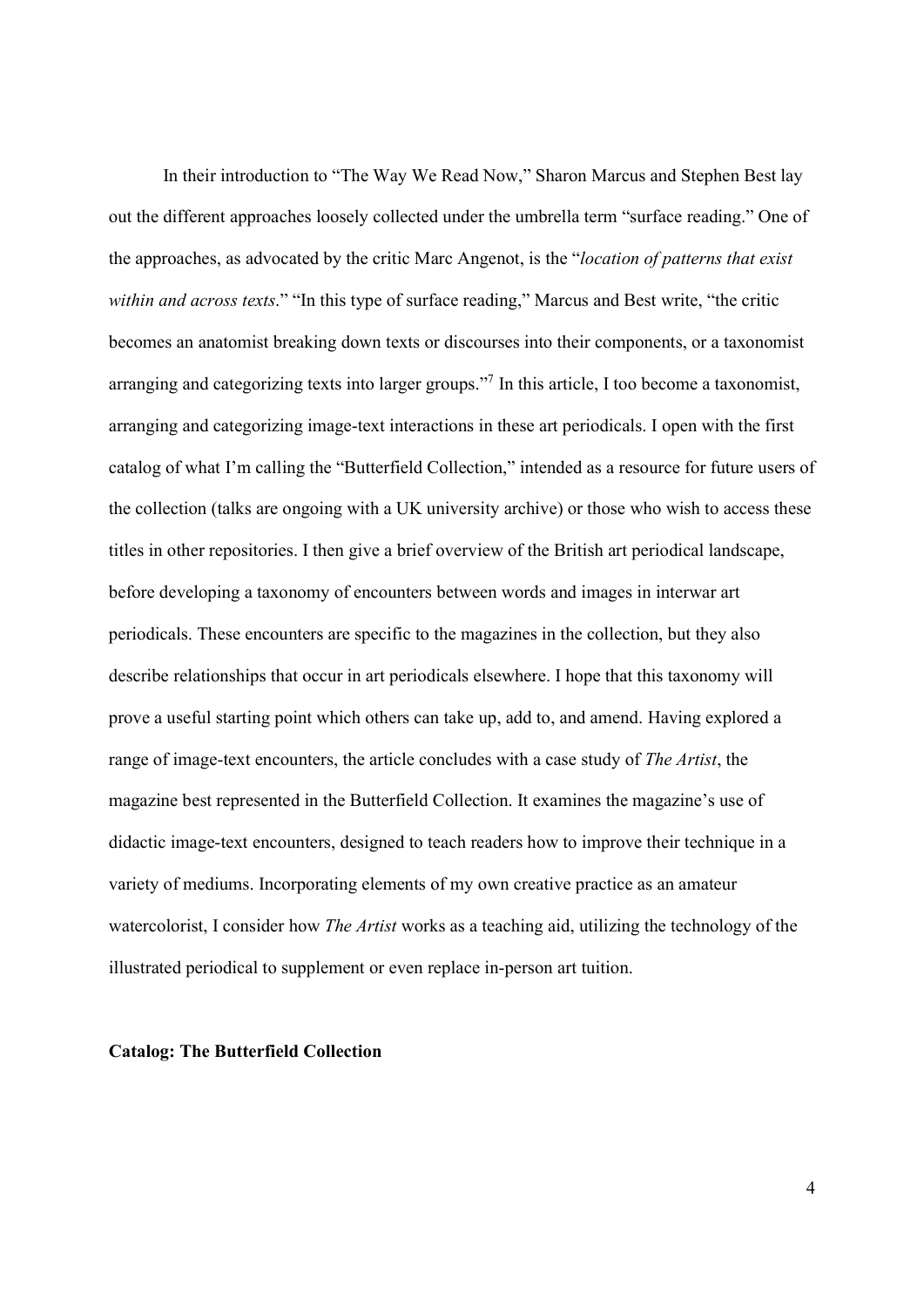In their introduction to "The Way We Read Now," Sharon Marcus and Stephen Best lay out the different approaches loosely collected under the umbrella term "surface reading." One of the approaches, as advocated by the critic Marc Angenot, is the "*location of patterns that exist within and across texts*." "In this type of surface reading," Marcus and Best write, "the critic becomes an anatomist breaking down texts or discourses into their components, or a taxonomist arranging and categorizing texts into larger groups."[7] In this article, I too become a taxonomist, arranging and categorizing image-text interactions in these art periodicals. I open with the first catalog of what I'm calling the "Butterfield Collection," intended as a resource for future users of the collection (talks are ongoing with a UK university archive) or those who wish to access these titles in other repositories. I then give a brief overview of the British art periodical landscape, before developing a taxonomy of encounters between words and images in interwar art periodicals. These encounters are specific to the magazines in the collection, but they also describe relationships that occur in art periodicals elsewhere. I hope that this taxonomy will prove a useful starting point which others can take up, add to, and amend. Having explored a range of image-text encounters, the article concludes with a case study of *The Artist*, the magazine best represented in the Butterfield Collection. It examines the magazine's use of didactic image-text encounters, designed to teach readers how to improve their technique in a variety of mediums. Incorporating elements of my own creative practice as an amateur watercolorist, I consider how *The Artist* works as a teaching aid, utilizing the technology of the illustrated periodical to supplement or even replace in-person art tuition.

## Catalog: The Butterfield Collection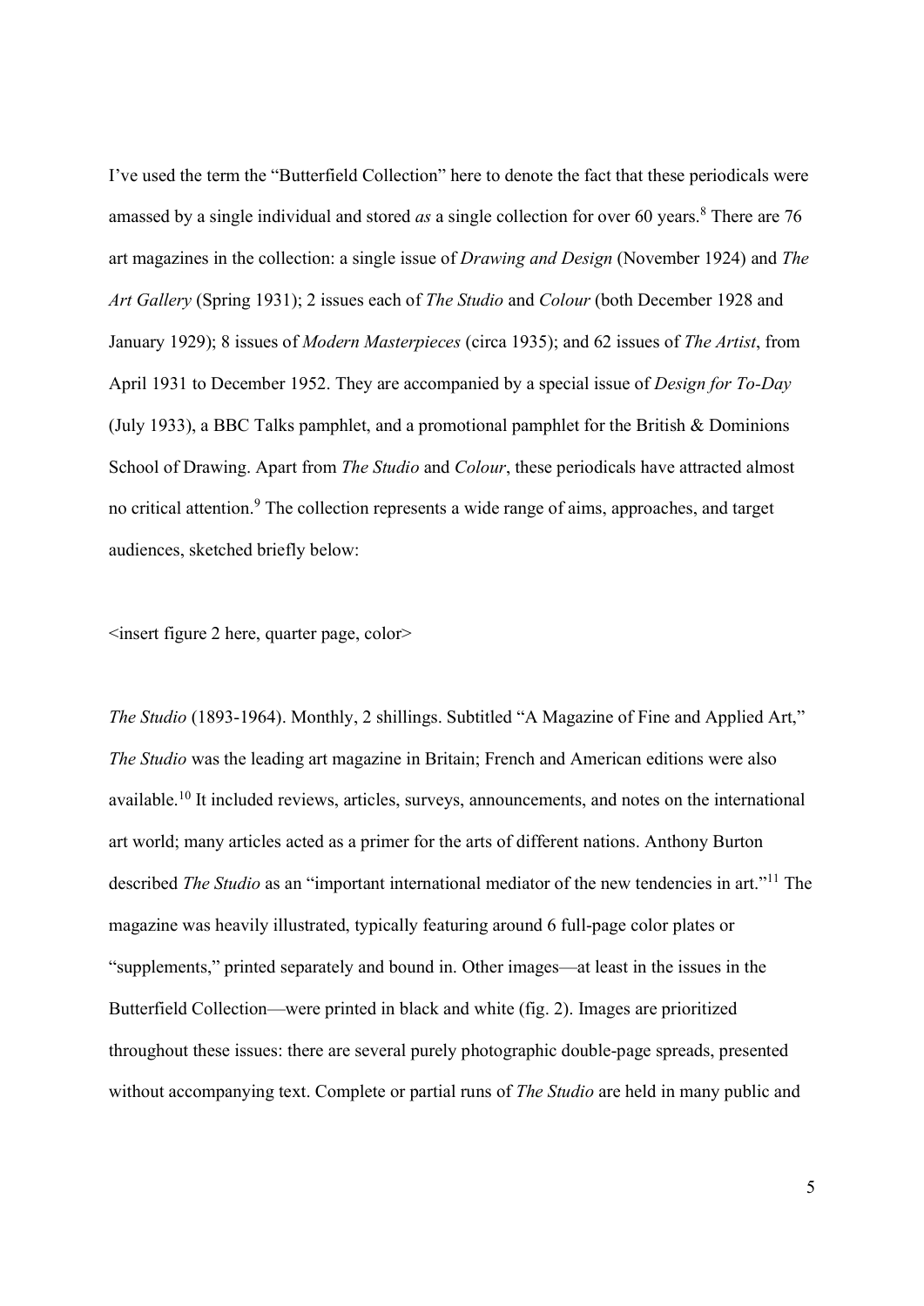I've used the term the "Butterfield Collection" here to denote the fact that these periodicals were amassed by a single individual and stored *as* a single collection for over 60 years.[8] There are 76 art magazines in the collection: a single issue of *Drawing and Design* (November 1924) and *The Art Gallery* (Spring 1931); 2 issues each of *The Studio* and *Colour* (both December 1928 and January 1929); 8 issues of *Modern Masterpieces* (circa 1935); and 62 issues of *The Artist*, from April 1931 to December 1952. They are accompanied by a special issue of *Design for To-Day* (July 1933), a BBC Talks pamphlet, and a promotional pamphlet for the British & Dominions School of Drawing. Apart from *The Studio* and *Colour*, these periodicals have attracted almost no critical attention.[9] The collection represents a wide range of aims, approaches, and target audiences, sketched briefly below:

<insert figure 2 here, quarter page, color>

*The Studio* (1893-1964). Monthly, 2 shillings. Subtitled "A Magazine of Fine and Applied Art," *The Studio* was the leading art magazine in Britain; French and American editions were also available.[10] It included reviews, articles, surveys, announcements, and notes on the international art world; many articles acted as a primer for the arts of different nations. Anthony Burton described *The Studio* as an "important international mediator of the new tendencies in art."[11] The magazine was heavily illustrated, typically featuring around 6 full-page color plates or "supplements," printed separately and bound in. Other images—at least in the issues in the Butterfield Collection—were printed in black and white (fig. 2). Images are prioritized throughout these issues: there are several purely photographic double-page spreads, presented without accompanying text. Complete or partial runs of *The Studio* are held in many public and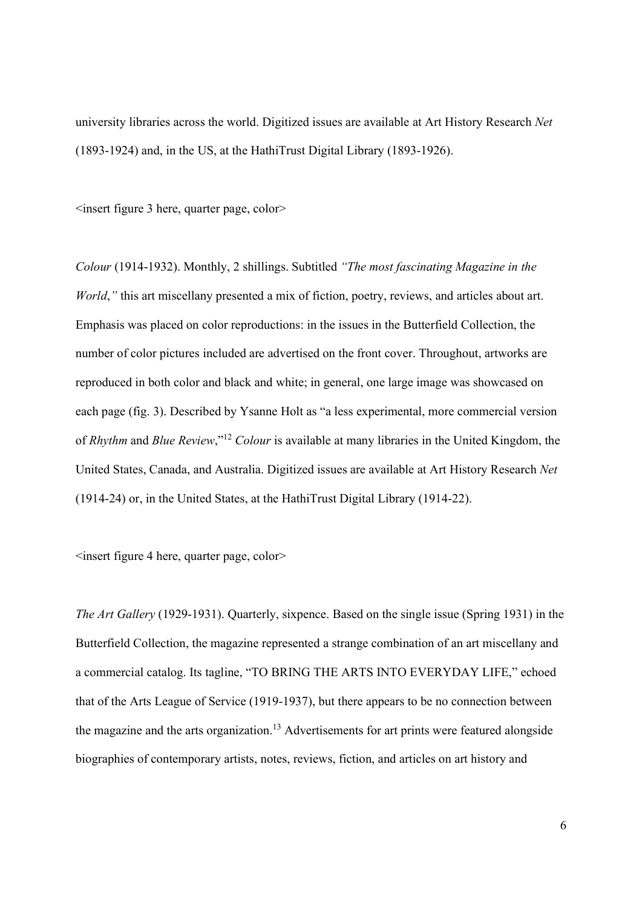university libraries across the world. Digitized issues are available at Art History Research *Net* (1893-1924) and, in the US, at the HathiTrust Digital Library (1893-1926).

<insert figure 3 here, quarter page, color>

*Colour* (1914-1932). Monthly, 2 shillings. Subtitled *"The most fascinating Magazine in the World,"* this art miscellany presented a mix of fiction, poetry, reviews, and articles about art. Emphasis was placed on color reproductions: in the issues in the Butterfield Collection, the number of color pictures included are advertised on the front cover. Throughout, artworks are reproduced in both color and black and white; in general, one large image was showcased on each page (fig. 3). Described by Ysanne Holt as "a less experimental, more commercial version of *Rhythm* and *Blue Review*,"[12] *Colour* is available at many libraries in the United Kingdom, the United States, Canada, and Australia. Digitized issues are available at Art History Research *Net* (1914-24) or, in the United States, at the HathiTrust Digital Library (1914-22).

<insert figure 4 here, quarter page, color>

*The Art Gallery* (1929-1931). Quarterly, sixpence. Based on the single issue (Spring 1931) in the Butterfield Collection, the magazine represented a strange combination of an art miscellany and a commercial catalog. Its tagline, "TO BRING THE ARTS INTO EVERYDAY LIFE," echoed that of the Arts League of Service (1919-1937), but there appears to be no connection between the magazine and the arts organization.[13] Advertisements for art prints were featured alongside biographies of contemporary artists, notes, reviews, fiction, and articles on art history and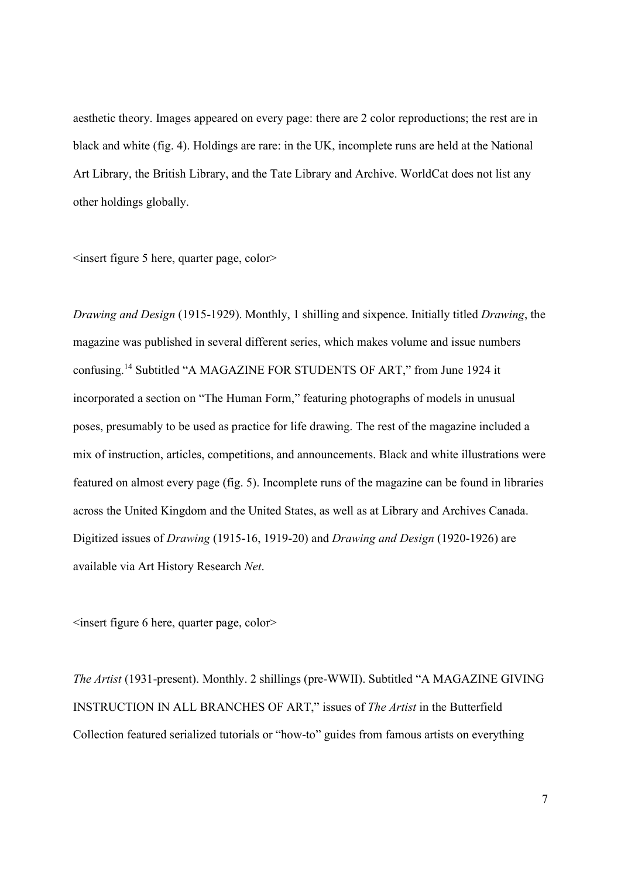aesthetic theory. Images appeared on every page: there are 2 color reproductions; the rest are in black and white (fig. 4). Holdings are rare: in the UK, incomplete runs are held at the National Art Library, the British Library, and the Tate Library and Archive. WorldCat does not list any other holdings globally.

<insert figure 5 here, quarter page, color>

*Drawing and Design* (1915-1929). Monthly, 1 shilling and sixpence. Initially titled *Drawing*, the magazine was published in several different series, which makes volume and issue numbers confusing.[14] Subtitled "A MAGAZINE FOR STUDENTS OF ART," from June 1924 it incorporated a section on "The Human Form," featuring photographs of models in unusual poses, presumably to be used as practice for life drawing. The rest of the magazine included a mix of instruction, articles, competitions, and announcements. Black and white illustrations were featured on almost every page (fig. 5). Incomplete runs of the magazine can be found in libraries across the United Kingdom and the United States, as well as at Library and Archives Canada. Digitized issues of *Drawing* (1915-16, 1919-20) and *Drawing and Design* (1920-1926) are available via Art History Research *Net*.

<insert figure 6 here, quarter page, color>

*The Artist* (1931-present). Monthly. 2 shillings (pre-WWII). Subtitled "A MAGAZINE GIVING INSTRUCTION IN ALL BRANCHES OF ART," issues of *The Artist* in the Butterfield Collection featured serialized tutorials or "how-to" guides from famous artists on everything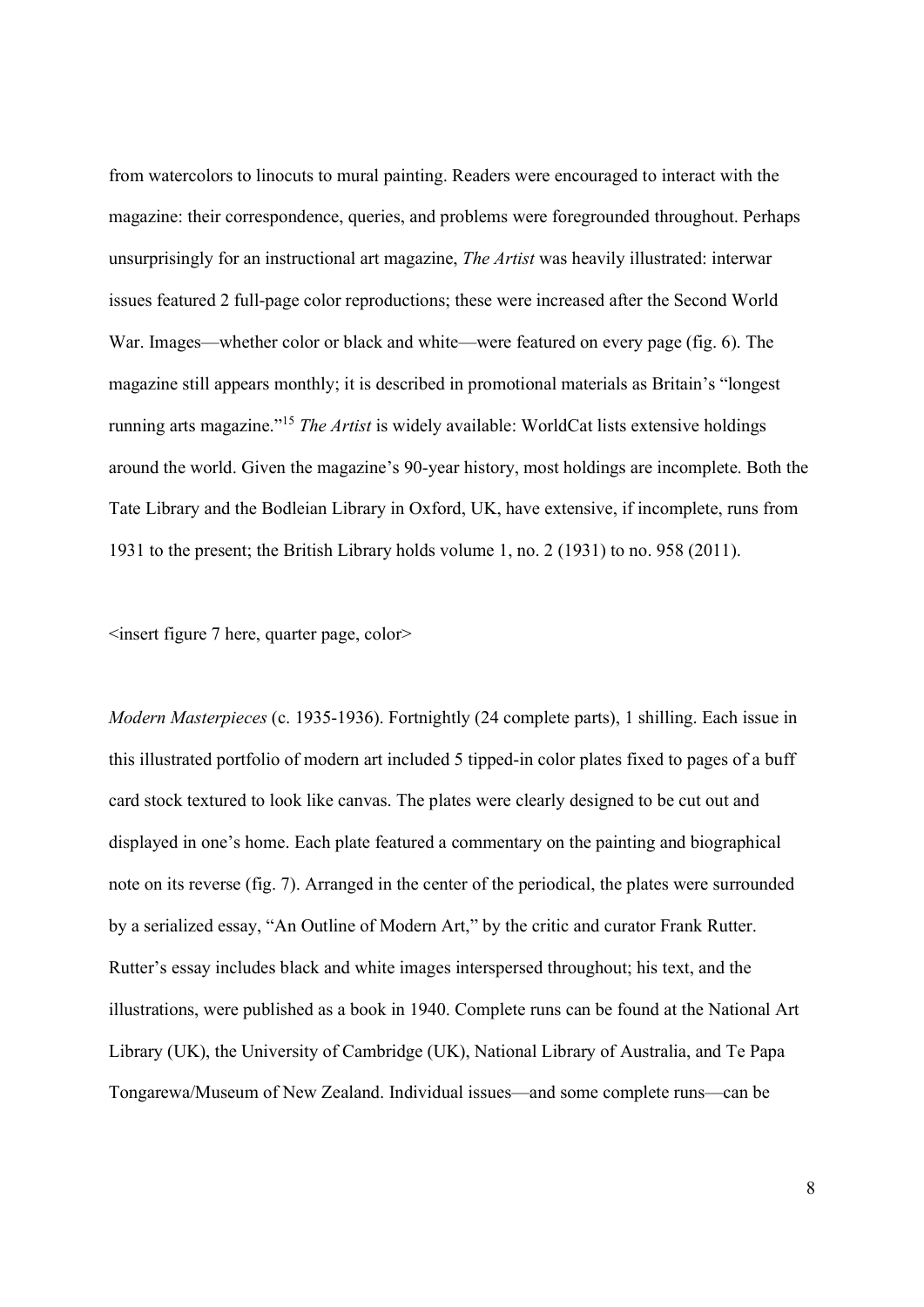from watercolors to linocuts to mural painting. Readers were encouraged to interact with the magazine: their correspondence, queries, and problems were foregrounded throughout. Perhaps unsurprisingly for an instructional art magazine, *The Artist* was heavily illustrated: interwar issues featured 2 full-page color reproductions; these were increased after the Second World War. Images—whether color or black and white—were featured on every page (fig. 6). The magazine still appears monthly; it is described in promotional materials as Britain's "longest running arts magazine."[15] *The Artist* is widely available: WorldCat lists extensive holdings around the world. Given the magazine's 90-year history, most holdings are incomplete. Both the Tate Library and the Bodleian Library in Oxford, UK, have extensive, if incomplete, runs from 1931 to the present; the British Library holds volume 1, no. 2 (1931) to no. 958 (2011).

<insert figure 7 here, quarter page, color>

*Modern Masterpieces* (c. 1935-1936). Fortnightly (24 complete parts), 1 shilling. Each issue in this illustrated portfolio of modern art included 5 tipped-in color plates fixed to pages of a buff card stock textured to look like canvas. The plates were clearly designed to be cut out and displayed in one's home. Each plate featured a commentary on the painting and biographical note on its reverse (fig. 7). Arranged in the center of the periodical, the plates were surrounded by a serialized essay, "An Outline of Modern Art," by the critic and curator Frank Rutter. Rutter's essay includes black and white images interspersed throughout; his text, and the illustrations, were published as a book in 1940. Complete runs can be found at the National Art Library (UK), the University of Cambridge (UK), National Library of Australia, and Te Papa Tongarewa/Museum of New Zealand. Individual issues—and some complete runs—can be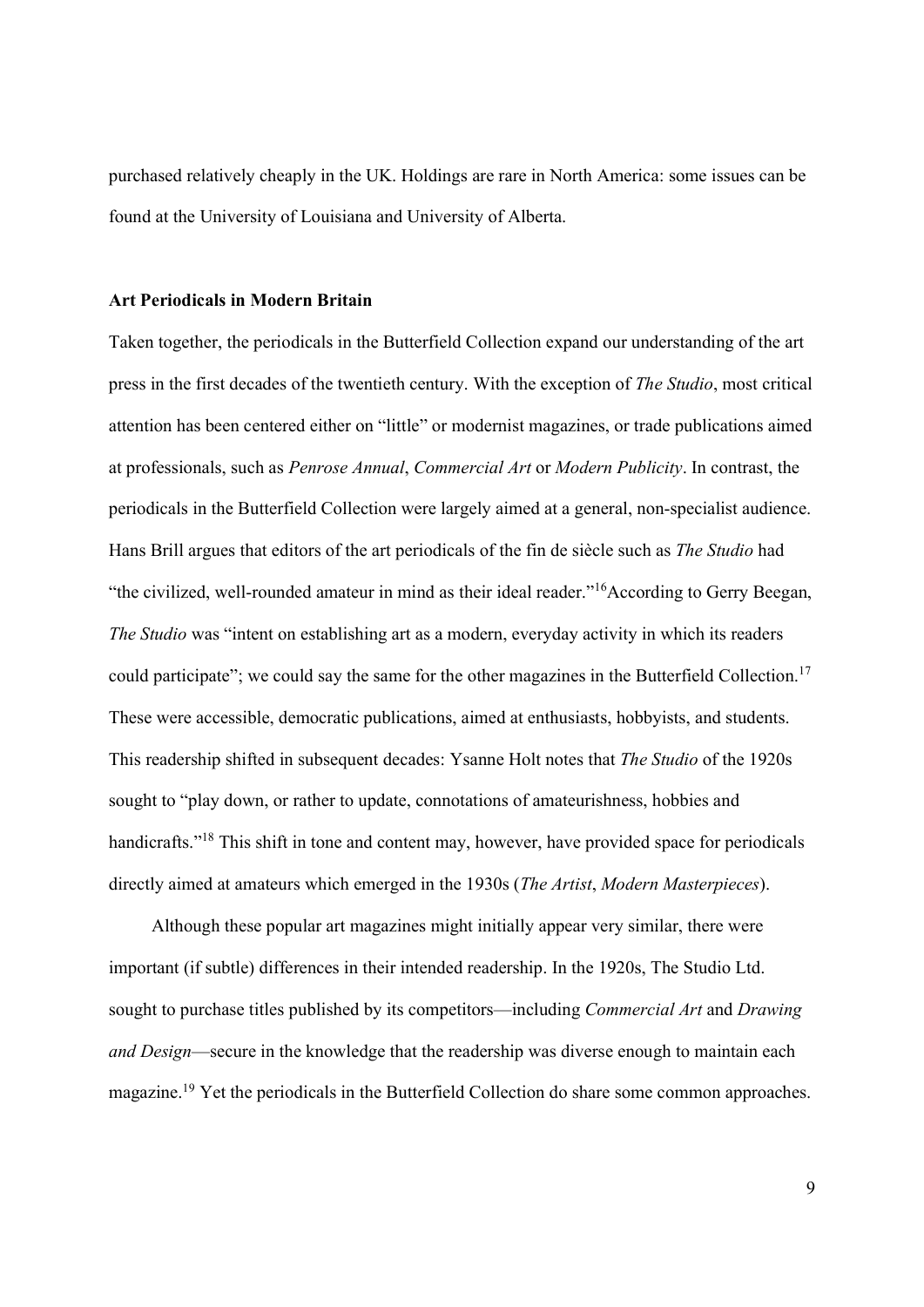purchased relatively cheaply in the UK. Holdings are rare in North America: some issues can be found at the University of Louisiana and University of Alberta.

## Art Periodicals in Modern Britain

Taken together, the periodicals in the Butterfield Collection expand our understanding of the art press in the first decades of the twentieth century. With the exception of *The Studio*, most critical attention has been centered either on "little" or modernist magazines, or trade publications aimed at professionals, such as *Penrose Annual*, *Commercial Art* or *Modern Publicity*. In contrast, the periodicals in the Butterfield Collection were largely aimed at a general, non-specialist audience. Hans Brill argues that editors of the art periodicals of the fin de siècle such as *The Studio* had "the civilized, well-rounded amateur in mind as their ideal reader."[16] According to Gerry Beegan, *The Studio* was "intent on establishing art as a modern, everyday activity in which its readers could participate"; we could say the same for the other magazines in the Butterfield Collection.[17] These were accessible, democratic publications, aimed at enthusiasts, hobbyists, and students. This readership shifted in subsequent decades: Ysanne Holt notes that *The Studio* of the 1920s sought to "play down, or rather to update, connotations of amateurishness, hobbies and handicrafts."[18] This shift in tone and content may, however, have provided space for periodicals directly aimed at amateurs which emerged in the 1930s (*The Artist*, *Modern Masterpieces*).

Although these popular art magazines might initially appear very similar, there were important (if subtle) differences in their intended readership. In the 1920s, The Studio Ltd. sought to purchase titles published by its competitors—including *Commercial Art* and *Drawing and Design*—secure in the knowledge that the readership was diverse enough to maintain each magazine.[19] Yet the periodicals in the Butterfield Collection do share some common approaches.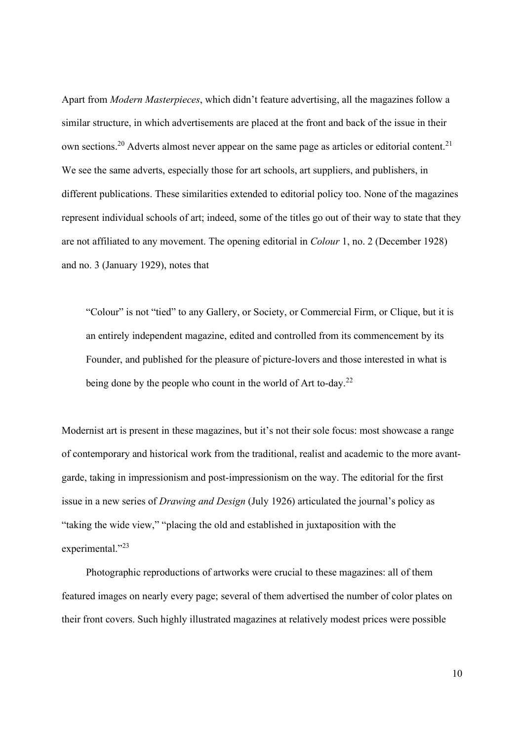Apart from *Modern Masterpieces*, which didn't feature advertising, all the magazines follow a similar structure, in which advertisements are placed at the front and back of the issue in their own sections.[20] Adverts almost never appear on the same page as articles or editorial content.[21] We see the same adverts, especially those for art schools, art suppliers, and publishers, in different publications. These similarities extended to editorial policy too. None of the magazines represent individual schools of art; indeed, some of the titles go out of their way to state that they are not affiliated to any movement. The opening editorial in *Colour* 1, no. 2 (December 1928) and no. 3 (January 1929), notes that

> "Colour" is not "tied" to any Gallery, or Society, or Commercial Firm, or Clique, but it is an entirely independent magazine, edited and controlled from its commencement by its Founder, and published for the pleasure of picture-lovers and those interested in what is being done by the people who count in the world of Art to-day.[22]

Modernist art is present in these magazines, but it's not their sole focus: most showcase a range of contemporary and historical work from the traditional, realist and academic to the more avant-garde, taking in impressionism and post-impressionism on the way. The editorial for the first issue in a new series of *Drawing and Design* (July 1926) articulated the journal's policy as "taking the wide view," "placing the old and established in juxtaposition with the experimental."[23]

Photographic reproductions of artworks were crucial to these magazines: all of them featured images on nearly every page; several of them advertised the number of color plates on their front covers. Such highly illustrated magazines at relatively modest prices were possible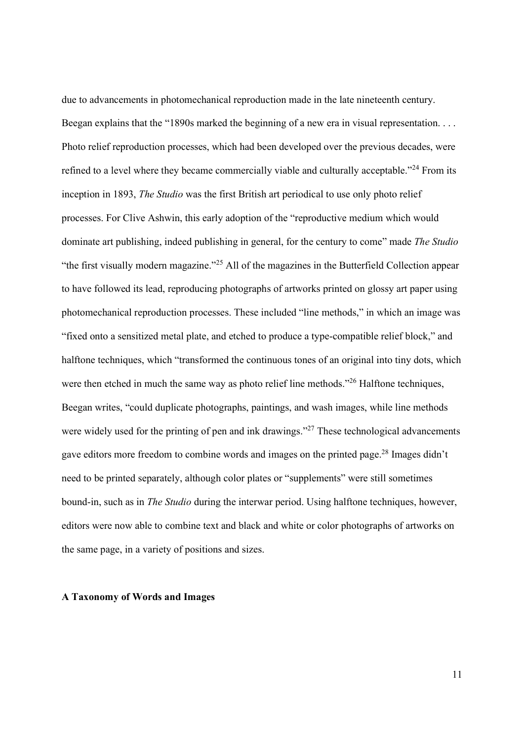due to advancements in photomechanical reproduction made in the late nineteenth century. Beegan explains that the "1890s marked the beginning of a new era in visual representation. . . . Photo relief reproduction processes, which had been developed over the previous decades, were refined to a level where they became commercially viable and culturally acceptable."[24] From its inception in 1893, *The Studio* was the first British art periodical to use only photo relief processes. For Clive Ashwin, this early adoption of the "reproductive medium which would dominate art publishing, indeed publishing in general, for the century to come" made *The Studio* "the first visually modern magazine."[25] All of the magazines in the Butterfield Collection appear to have followed its lead, reproducing photographs of artworks printed on glossy art paper using photomechanical reproduction processes. These included "line methods," in which an image was "fixed onto a sensitized metal plate, and etched to produce a type-compatible relief block," and halftone techniques, which "transformed the continuous tones of an original into tiny dots, which were then etched in much the same way as photo relief line methods."[26] Halftone techniques, Beegan writes, "could duplicate photographs, paintings, and wash images, while line methods were widely used for the printing of pen and ink drawings."[27] These technological advancements gave editors more freedom to combine words and images on the printed page.[28] Images didn't need to be printed separately, although color plates or "supplements" were still sometimes bound-in, such as in *The Studio* during the interwar period. Using halftone techniques, however, editors were now able to combine text and black and white or color photographs of artworks on the same page, in a variety of positions and sizes.

## A Taxonomy of Words and Images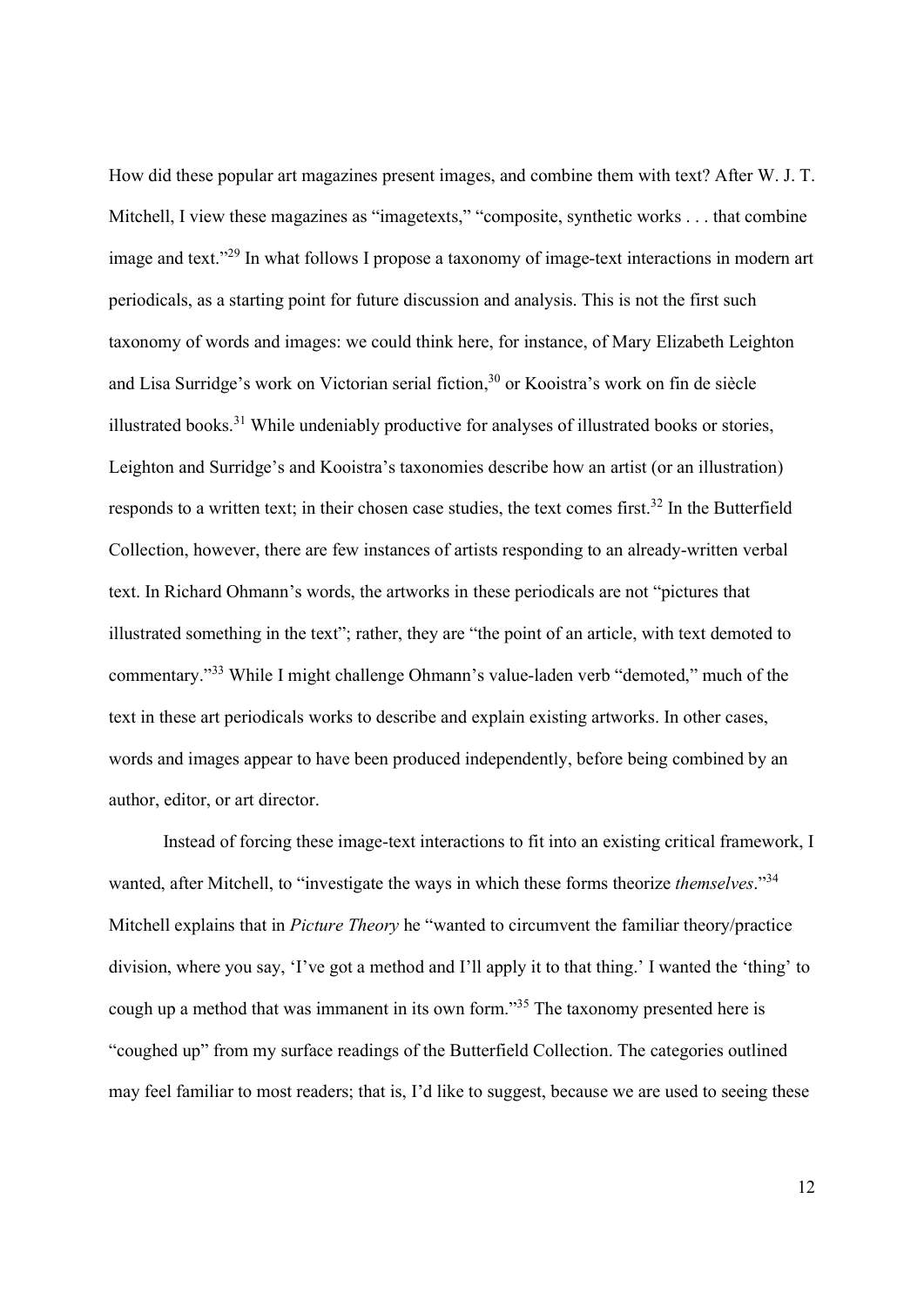How did these popular art magazines present images, and combine them with text? After W. J. T. Mitchell, I view these magazines as "imagetexts," "composite, synthetic works . . . that combine image and text."[29] In what follows I propose a taxonomy of image-text interactions in modern art periodicals, as a starting point for future discussion and analysis. This is not the first such taxonomy of words and images: we could think here, for instance, of Mary Elizabeth Leighton and Lisa Surridge's work on Victorian serial fiction,[30] or Kooistra's work on fin de siècle illustrated books.[31] While undeniably productive for analyses of illustrated books or stories, Leighton and Surridge's and Kooistra's taxonomies describe how an artist (or an illustration) responds to a written text; in their chosen case studies, the text comes first.[32] In the Butterfield Collection, however, there are few instances of artists responding to an already-written verbal text. In Richard Ohmann's words, the artworks in these periodicals are not "pictures that illustrated something in the text"; rather, they are "the point of an article, with text demoted to commentary."[33] While I might challenge Ohmann's value-laden verb "demoted," much of the text in these art periodicals works to describe and explain existing artworks. In other cases, words and images appear to have been produced independently, before being combined by an author, editor, or art director.

Instead of forcing these image-text interactions to fit into an existing critical framework, I wanted, after Mitchell, to "investigate the ways in which these forms theorize *themselves*."[34] Mitchell explains that in *Picture Theory* he "wanted to circumvent the familiar theory/practice division, where you say, 'I've got a method and I'll apply it to that thing.' I wanted the 'thing' to cough up a method that was immanent in its own form."[35] The taxonomy presented here is "coughed up" from my surface readings of the Butterfield Collection. The categories outlined may feel familiar to most readers; that is, I'd like to suggest, because we are used to seeing these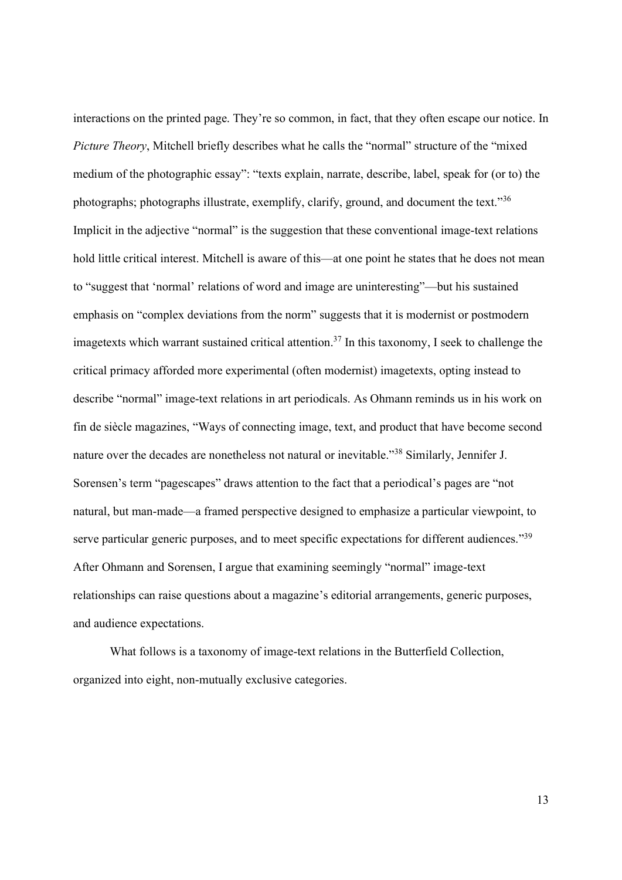interactions on the printed page. They're so common, in fact, that they often escape our notice. In *Picture Theory*, Mitchell briefly describes what he calls the "normal" structure of the "mixed medium of the photographic essay": "texts explain, narrate, describe, label, speak for (or to) the photographs; photographs illustrate, exemplify, clarify, ground, and document the text."[36] Implicit in the adjective "normal" is the suggestion that these conventional image-text relations hold little critical interest. Mitchell is aware of this—at one point he states that he does not mean to "suggest that 'normal' relations of word and image are uninteresting"—but his sustained emphasis on "complex deviations from the norm" suggests that it is modernist or postmodern imagetexts which warrant sustained critical attention.[37] In this taxonomy, I seek to challenge the critical primacy afforded more experimental (often modernist) imagetexts, opting instead to describe "normal" image-text relations in art periodicals. As Ohmann reminds us in his work on fin de siècle magazines, "Ways of connecting image, text, and product that have become second nature over the decades are nonetheless not natural or inevitable."[38] Similarly, Jennifer J. Sorensen's term "pagescapes" draws attention to the fact that a periodical's pages are "not natural, but man-made—a framed perspective designed to emphasize a particular viewpoint, to serve particular generic purposes, and to meet specific expectations for different audiences."[39] After Ohmann and Sorensen, I argue that examining seemingly "normal" image-text relationships can raise questions about a magazine's editorial arrangements, generic purposes, and audience expectations.

What follows is a taxonomy of image-text relations in the Butterfield Collection, organized into eight, non-mutually exclusive categories.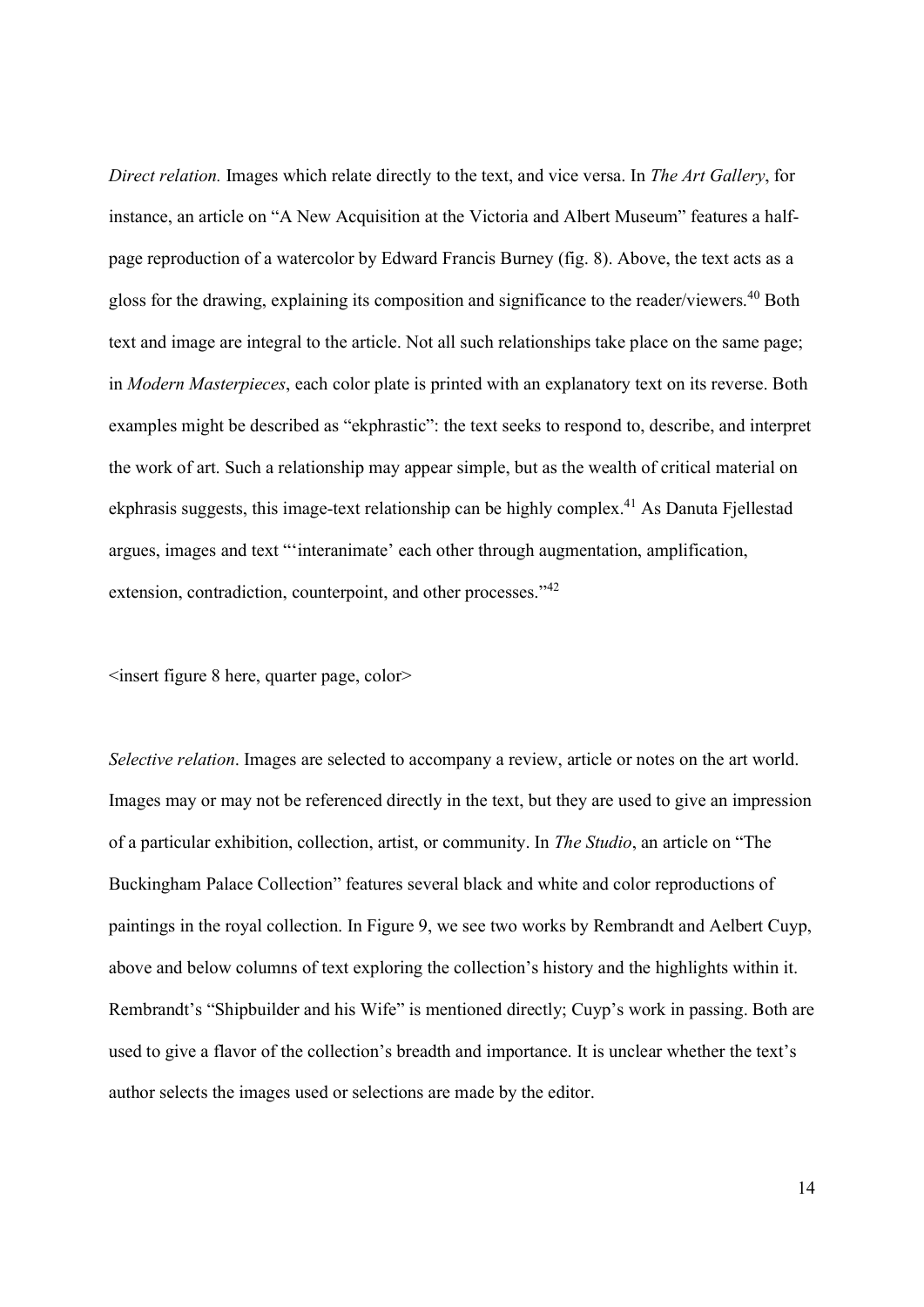*Direct relation.* Images which relate directly to the text, and vice versa. In *The Art Gallery*, for instance, an article on "A New Acquisition at the Victoria and Albert Museum" features a half-page reproduction of a watercolor by Edward Francis Burney (fig. 8). Above, the text acts as a gloss for the drawing, explaining its composition and significance to the reader/viewers.[40] Both text and image are integral to the article. Not all such relationships take place on the same page; in *Modern Masterpieces*, each color plate is printed with an explanatory text on its reverse. Both examples might be described as "ekphrastic": the text seeks to respond to, describe, and interpret the work of art. Such a relationship may appear simple, but as the wealth of critical material on ekphrasis suggests, this image-text relationship can be highly complex.[41] As Danuta Fjellestad argues, images and text "'interanimate' each other through augmentation, amplification, extension, contradiction, counterpoint, and other processes."[42]

<insert figure 8 here, quarter page, color>

*Selective relation*. Images are selected to accompany a review, article or notes on the art world. Images may or may not be referenced directly in the text, but they are used to give an impression of a particular exhibition, collection, artist, or community. In *The Studio*, an article on "The Buckingham Palace Collection" features several black and white and color reproductions of paintings in the royal collection. In Figure 9, we see two works by Rembrandt and Aelbert Cuyp, above and below columns of text exploring the collection's history and the highlights within it. Rembrandt's "Shipbuilder and his Wife" is mentioned directly; Cuyp's work in passing. Both are used to give a flavor of the collection's breadth and importance. It is unclear whether the text's author selects the images used or selections are made by the editor.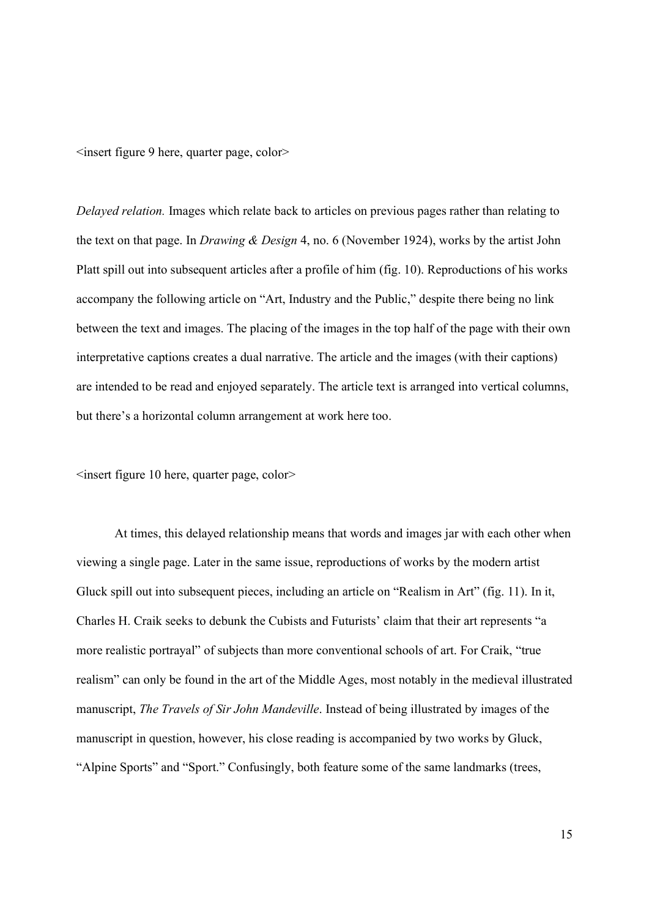<insert figure 9 here, quarter page, color>

*Delayed relation.* Images which relate back to articles on previous pages rather than relating to the text on that page. In *Drawing & Design* 4, no. 6 (November 1924), works by the artist John Platt spill out into subsequent articles after a profile of him (fig. 10). Reproductions of his works accompany the following article on "Art, Industry and the Public," despite there being no link between the text and images. The placing of the images in the top half of the page with their own interpretative captions creates a dual narrative. The article and the images (with their captions) are intended to be read and enjoyed separately. The article text is arranged into vertical columns, but there's a horizontal column arrangement at work here too.

<insert figure 10 here, quarter page, color>

At times, this delayed relationship means that words and images jar with each other when viewing a single page. Later in the same issue, reproductions of works by the modern artist Gluck spill out into subsequent pieces, including an article on "Realism in Art" (fig. 11). In it, Charles H. Craik seeks to debunk the Cubists and Futurists' claim that their art represents "a more realistic portrayal" of subjects than more conventional schools of art. For Craik, "true realism" can only be found in the art of the Middle Ages, most notably in the medieval illustrated manuscript, *The Travels of Sir John Mandeville*. Instead of being illustrated by images of the manuscript in question, however, his close reading is accompanied by two works by Gluck, "Alpine Sports" and "Sport." Confusingly, both feature some of the same landmarks (trees,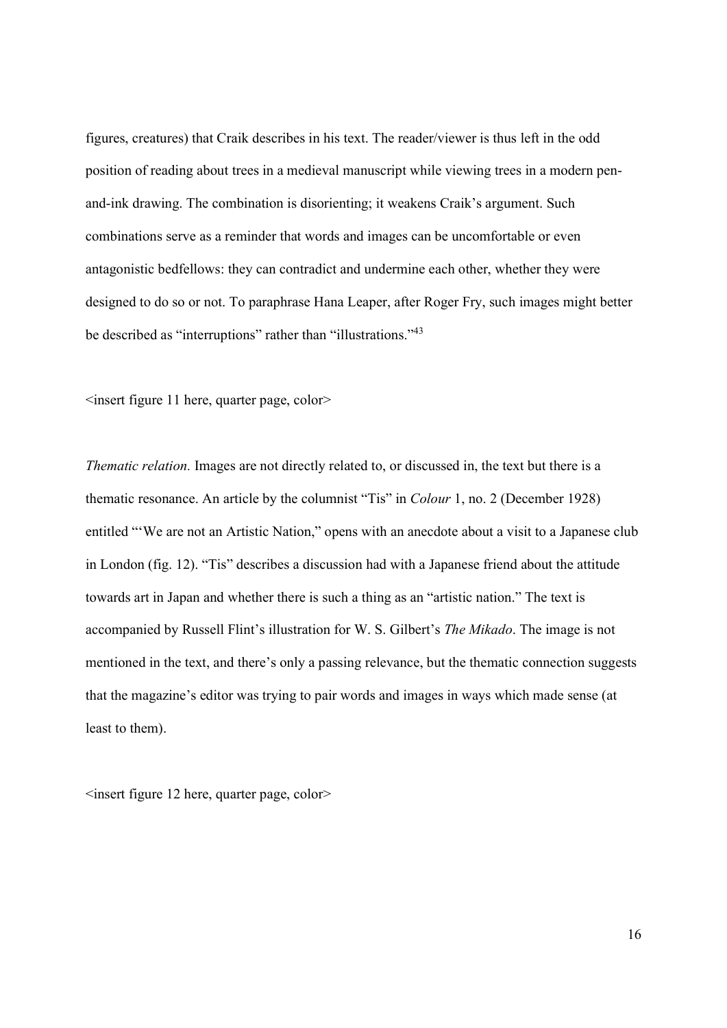figures, creatures) that Craik describes in his text. The reader/viewer is thus left in the odd position of reading about trees in a medieval manuscript while viewing trees in a modern pen-and-ink drawing. The combination is disorienting; it weakens Craik's argument. Such combinations serve as a reminder that words and images can be uncomfortable or even antagonistic bedfellows: they can contradict and undermine each other, whether they were designed to do so or not. To paraphrase Hana Leaper, after Roger Fry, such images might better be described as "interruptions" rather than "illustrations."[43]

<insert figure 11 here, quarter page, color>

*Thematic relation.* Images are not directly related to, or discussed in, the text but there is a thematic resonance. An article by the columnist "Tis" in *Colour* 1, no. 2 (December 1928) entitled "'We are not an Artistic Nation," opens with an anecdote about a visit to a Japanese club in London (fig. 12). "Tis" describes a discussion had with a Japanese friend about the attitude towards art in Japan and whether there is such a thing as an "artistic nation." The text is accompanied by Russell Flint's illustration for W. S. Gilbert's *The Mikado*. The image is not mentioned in the text, and there's only a passing relevance, but the thematic connection suggests that the magazine's editor was trying to pair words and images in ways which made sense (at least to them).

<insert figure 12 here, quarter page, color>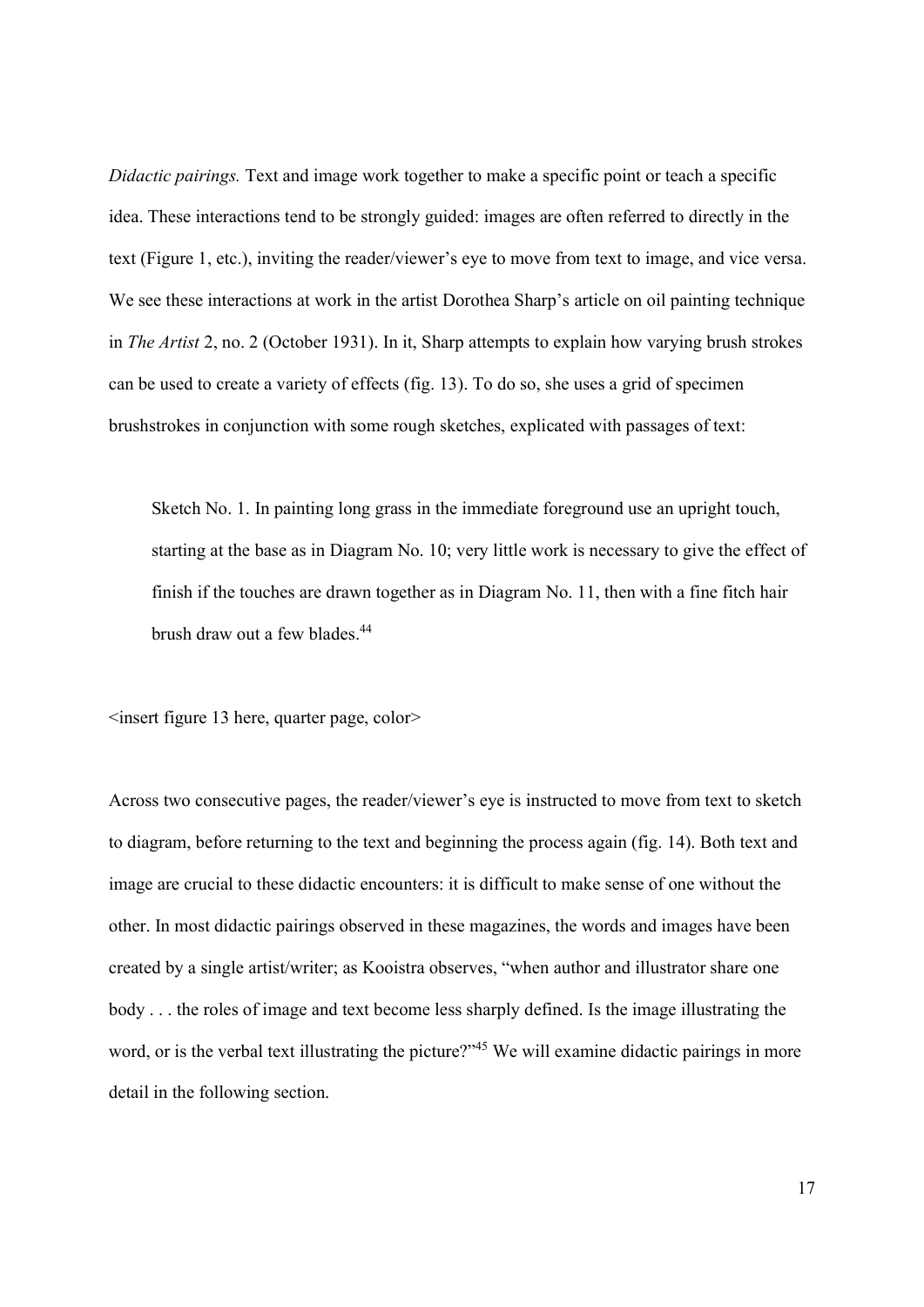*Didactic pairings.* Text and image work together to make a specific point or teach a specific idea. These interactions tend to be strongly guided: images are often referred to directly in the text (Figure 1, etc.), inviting the reader/viewer's eye to move from text to image, and vice versa. We see these interactions at work in the artist Dorothea Sharp's article on oil painting technique in *The Artist* 2, no. 2 (October 1931). In it, Sharp attempts to explain how varying brush strokes can be used to create a variety of effects (fig. 13). To do so, she uses a grid of specimen brushstrokes in conjunction with some rough sketches, explicated with passages of text:

> Sketch No. 1. In painting long grass in the immediate foreground use an upright touch, starting at the base as in Diagram No. 10; very little work is necessary to give the effect of finish if the touches are drawn together as in Diagram No. 11, then with a fine fitch hair brush draw out a few blades.[44]

<insert figure 13 here, quarter page, color>

Across two consecutive pages, the reader/viewer's eye is instructed to move from text to sketch to diagram, before returning to the text and beginning the process again (fig. 14). Both text and image are crucial to these didactic encounters: it is difficult to make sense of one without the other. In most didactic pairings observed in these magazines, the words and images have been created by a single artist/writer; as Kooistra observes, "when author and illustrator share one body . . . the roles of image and text become less sharply defined. Is the image illustrating the word, or is the verbal text illustrating the picture?"[45] We will examine didactic pairings in more detail in the following section.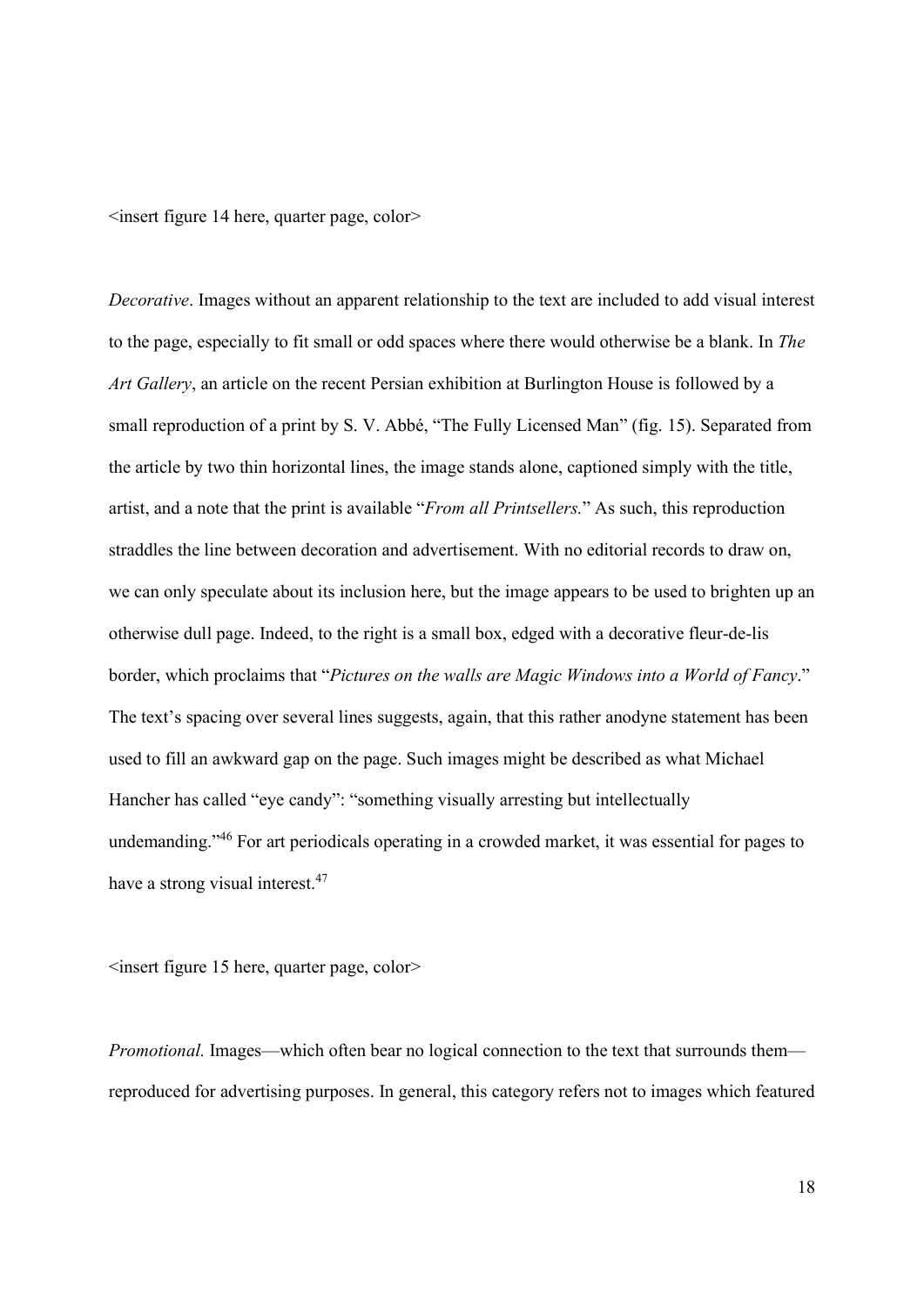<insert figure 14 here, quarter page, color>

*Decorative*. Images without an apparent relationship to the text are included to add visual interest to the page, especially to fit small or odd spaces where there would otherwise be a blank. In *The Art Gallery*, an article on the recent Persian exhibition at Burlington House is followed by a small reproduction of a print by S. V. Abbé, "The Fully Licensed Man" (fig. 15). Separated from the article by two thin horizontal lines, the image stands alone, captioned simply with the title, artist, and a note that the print is available "*From all Printsellers.*" As such, this reproduction straddles the line between decoration and advertisement. With no editorial records to draw on, we can only speculate about its inclusion here, but the image appears to be used to brighten up an otherwise dull page. Indeed, to the right is a small box, edged with a decorative fleur-de-lis border, which proclaims that "*Pictures on the walls are Magic Windows into a World of Fancy*." The text's spacing over several lines suggests, again, that this rather anodyne statement has been used to fill an awkward gap on the page. Such images might be described as what Michael Hancher has called "eye candy": "something visually arresting but intellectually undemanding."[46] For art periodicals operating in a crowded market, it was essential for pages to have a strong visual interest.[47]

<insert figure 15 here, quarter page, color>

*Promotional.* Images—which often bear no logical connection to the text that surrounds them—reproduced for advertising purposes. In general, this category refers not to images which featured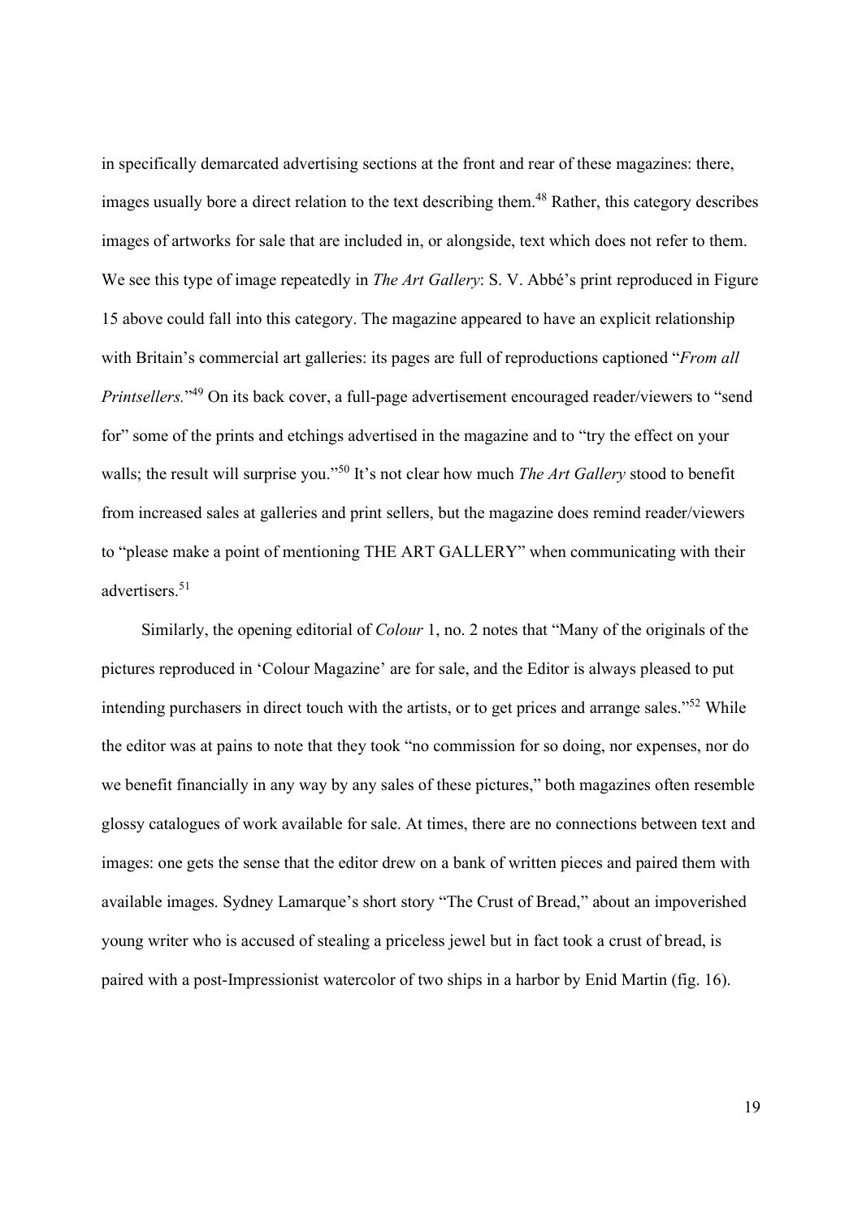in specifically demarcated advertising sections at the front and rear of these magazines: there, images usually bore a direct relation to the text describing them.[48] Rather, this category describes images of artworks for sale that are included in, or alongside, text which does not refer to them. We see this type of image repeatedly in *The Art Gallery*: S. V. Abbé's print reproduced in Figure 15 above could fall into this category. The magazine appeared to have an explicit relationship with Britain's commercial art galleries: its pages are full of reproductions captioned "*From all Printsellers.*"[49] On its back cover, a full-page advertisement encouraged reader/viewers to "send for" some of the prints and etchings advertised in the magazine and to "try the effect on your walls; the result will surprise you."[50] It's not clear how much *The Art Gallery* stood to benefit from increased sales at galleries and print sellers, but the magazine does remind reader/viewers to "please make a point of mentioning THE ART GALLERY" when communicating with their advertisers.[51]

Similarly, the opening editorial of *Colour* 1, no. 2 notes that "Many of the originals of the pictures reproduced in 'Colour Magazine' are for sale, and the Editor is always pleased to put intending purchasers in direct touch with the artists, or to get prices and arrange sales."[52] While the editor was at pains to note that they took "no commission for so doing, nor expenses, nor do we benefit financially in any way by any sales of these pictures," both magazines often resemble glossy catalogues of work available for sale. At times, there are no connections between text and images: one gets the sense that the editor drew on a bank of written pieces and paired them with available images. Sydney Lamarque's short story "The Crust of Bread," about an impoverished young writer who is accused of stealing a priceless jewel but in fact took a crust of bread, is paired with a post-Impressionist watercolor of two ships in a harbor by Enid Martin (fig. 16).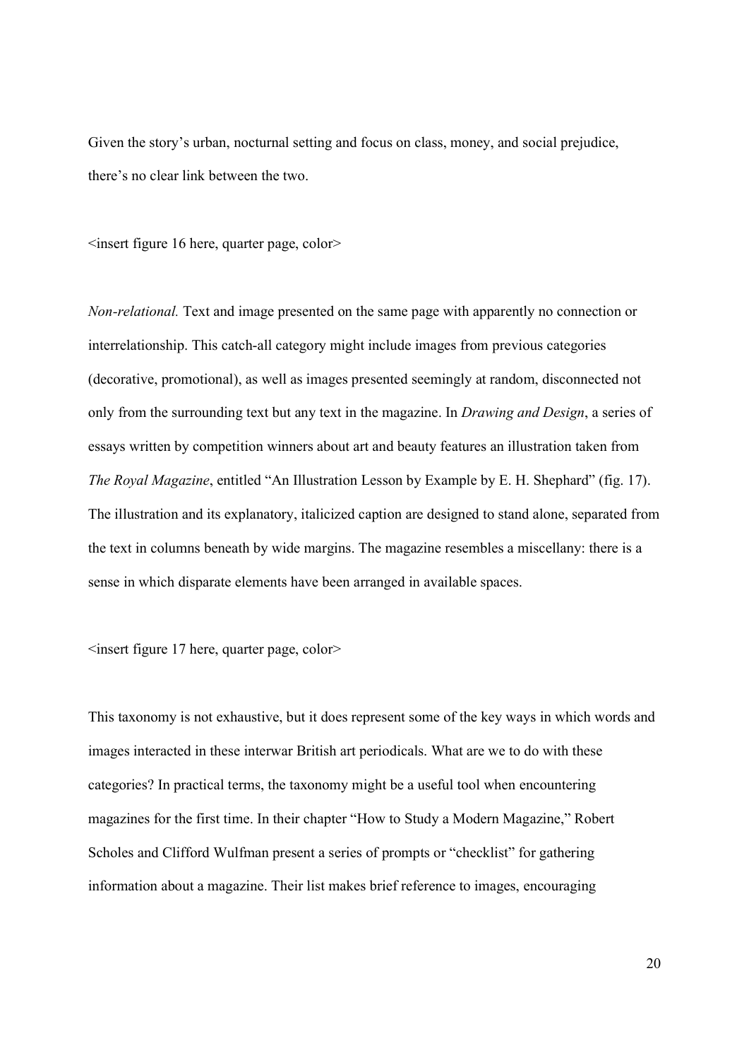Given the story's urban, nocturnal setting and focus on class, money, and social prejudice, there's no clear link between the two.

<insert figure 16 here, quarter page, color>

*Non-relational.* Text and image presented on the same page with apparently no connection or interrelationship. This catch-all category might include images from previous categories (decorative, promotional), as well as images presented seemingly at random, disconnected not only from the surrounding text but any text in the magazine. In *Drawing and Design*, a series of essays written by competition winners about art and beauty features an illustration taken from *The Royal Magazine*, entitled "An Illustration Lesson by Example by E. H. Shephard" (fig. 17). The illustration and its explanatory, italicized caption are designed to stand alone, separated from the text in columns beneath by wide margins. The magazine resembles a miscellany: there is a sense in which disparate elements have been arranged in available spaces.

<insert figure 17 here, quarter page, color>

This taxonomy is not exhaustive, but it does represent some of the key ways in which words and images interacted in these interwar British art periodicals. What are we to do with these categories? In practical terms, the taxonomy might be a useful tool when encountering magazines for the first time. In their chapter "How to Study a Modern Magazine," Robert Scholes and Clifford Wulfman present a series of prompts or "checklist" for gathering information about a magazine. Their list makes brief reference to images, encouraging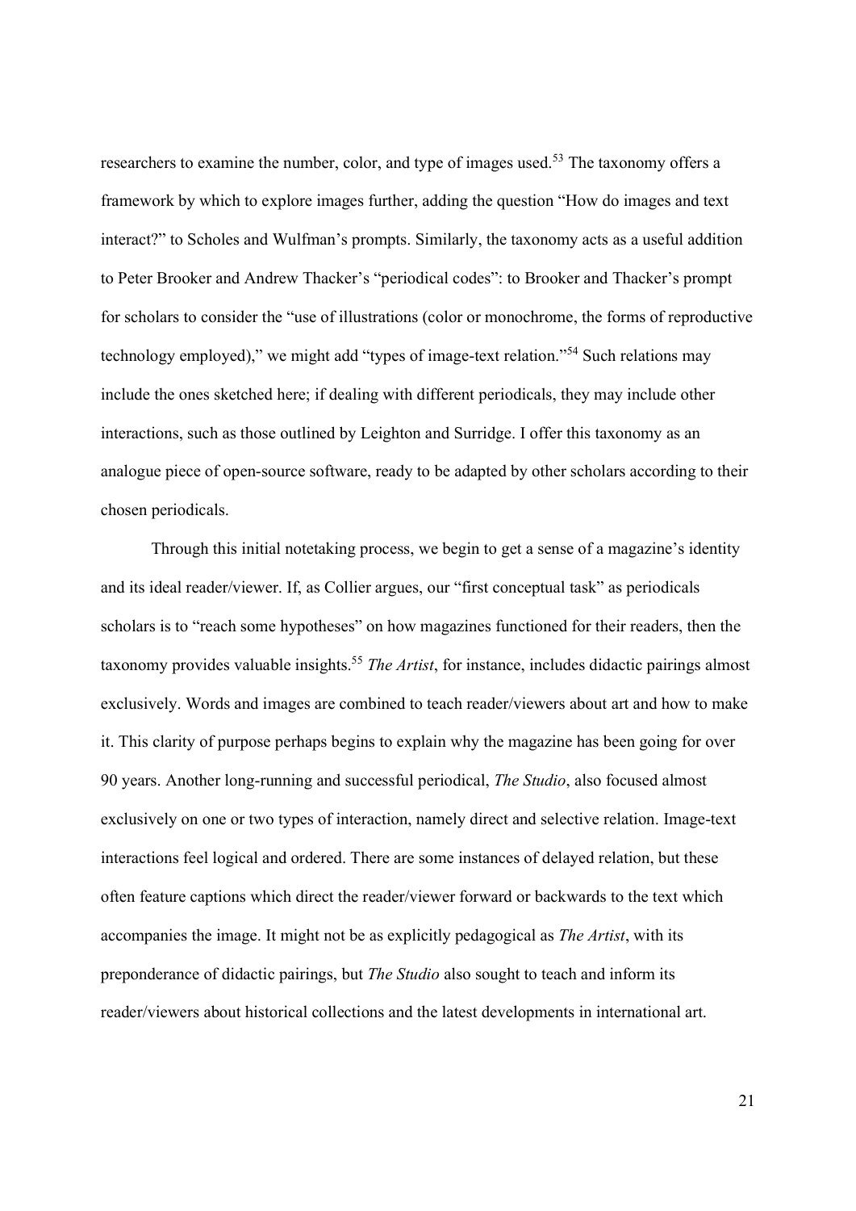researchers to examine the number, color, and type of images used.[53] The taxonomy offers a framework by which to explore images further, adding the question "How do images and text interact?" to Scholes and Wulfman's prompts. Similarly, the taxonomy acts as a useful addition to Peter Brooker and Andrew Thacker's "periodical codes": to Brooker and Thacker's prompt for scholars to consider the "use of illustrations (color or monochrome, the forms of reproductive technology employed)," we might add "types of image-text relation."[54] Such relations may include the ones sketched here; if dealing with different periodicals, they may include other interactions, such as those outlined by Leighton and Surridge. I offer this taxonomy as an analogue piece of open-source software, ready to be adapted by other scholars according to their chosen periodicals.

Through this initial notetaking process, we begin to get a sense of a magazine's identity and its ideal reader/viewer. If, as Collier argues, our "first conceptual task" as periodicals scholars is to "reach some hypotheses" on how magazines functioned for their readers, then the taxonomy provides valuable insights.[55] *The Artist*, for instance, includes didactic pairings almost exclusively. Words and images are combined to teach reader/viewers about art and how to make it. This clarity of purpose perhaps begins to explain why the magazine has been going for over 90 years. Another long-running and successful periodical, *The Studio*, also focused almost exclusively on one or two types of interaction, namely direct and selective relation. Image-text interactions feel logical and ordered. There are some instances of delayed relation, but these often feature captions which direct the reader/viewer forward or backwards to the text which accompanies the image. It might not be as explicitly pedagogical as *The Artist*, with its preponderance of didactic pairings, but *The Studio* also sought to teach and inform its reader/viewers about historical collections and the latest developments in international art.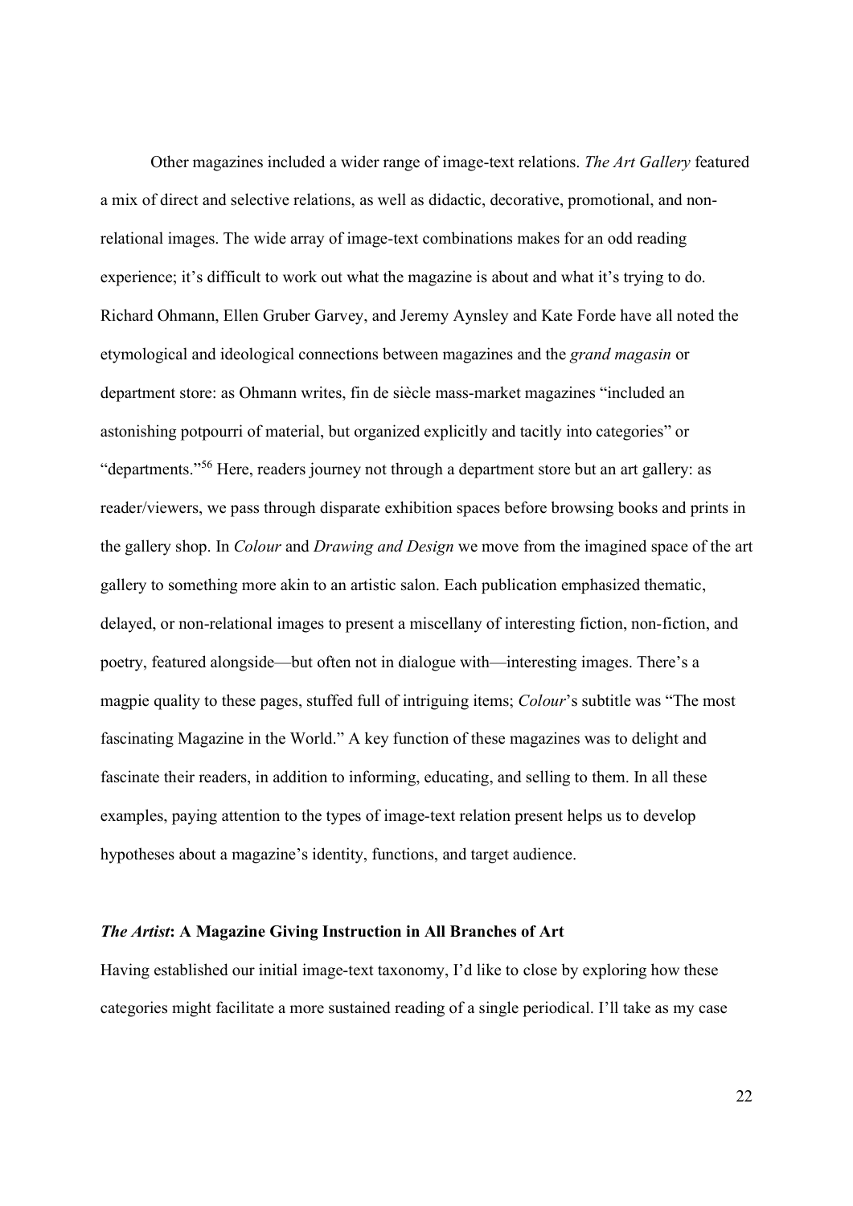Other magazines included a wider range of image-text relations. *The Art Gallery* featured a mix of direct and selective relations, as well as didactic, decorative, promotional, and non-relational images. The wide array of image-text combinations makes for an odd reading experience; it's difficult to work out what the magazine is about and what it's trying to do. Richard Ohmann, Ellen Gruber Garvey, and Jeremy Aynsley and Kate Forde have all noted the etymological and ideological connections between magazines and the *grand magasin* or department store: as Ohmann writes, fin de siècle mass-market magazines "included an astonishing potpourri of material, but organized explicitly and tacitly into categories" or "departments."[56] Here, readers journey not through a department store but an art gallery: as reader/viewers, we pass through disparate exhibition spaces before browsing books and prints in the gallery shop. In *Colour* and *Drawing and Design* we move from the imagined space of the art gallery to something more akin to an artistic salon. Each publication emphasized thematic, delayed, or non-relational images to present a miscellany of interesting fiction, non-fiction, and poetry, featured alongside—but often not in dialogue with—interesting images. There's a magpie quality to these pages, stuffed full of intriguing items; *Colour*'s subtitle was "The most fascinating Magazine in the World." A key function of these magazines was to delight and fascinate their readers, in addition to informing, educating, and selling to them. In all these examples, paying attention to the types of image-text relation present helps us to develop hypotheses about a magazine's identity, functions, and target audience.

### ***The Artist*: A Magazine Giving Instruction in All Branches of Art**

Having established our initial image-text taxonomy, I'd like to close by exploring how these categories might facilitate a more sustained reading of a single periodical. I'll take as my case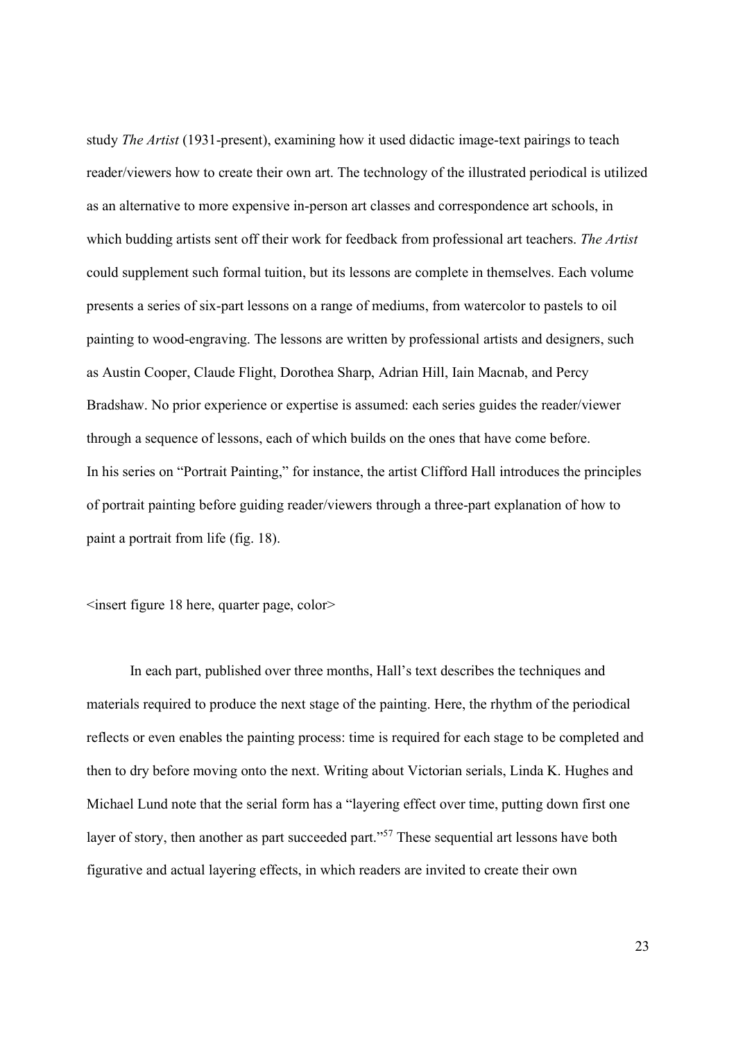study *The Artist* (1931-present), examining how it used didactic image-text pairings to teach reader/viewers how to create their own art. The technology of the illustrated periodical is utilized as an alternative to more expensive in-person art classes and correspondence art schools, in which budding artists sent off their work for feedback from professional art teachers. *The Artist* could supplement such formal tuition, but its lessons are complete in themselves. Each volume presents a series of six-part lessons on a range of mediums, from watercolor to pastels to oil painting to wood-engraving. The lessons are written by professional artists and designers, such as Austin Cooper, Claude Flight, Dorothea Sharp, Adrian Hill, Iain Macnab, and Percy Bradshaw. No prior experience or expertise is assumed: each series guides the reader/viewer through a sequence of lessons, each of which builds on the ones that have come before. In his series on "Portrait Painting," for instance, the artist Clifford Hall introduces the principles of portrait painting before guiding reader/viewers through a three-part explanation of how to paint a portrait from life (fig. 18).

<insert figure 18 here, quarter page, color>

In each part, published over three months, Hall's text describes the techniques and materials required to produce the next stage of the painting. Here, the rhythm of the periodical reflects or even enables the painting process: time is required for each stage to be completed and then to dry before moving onto the next. Writing about Victorian serials, Linda K. Hughes and Michael Lund note that the serial form has a "layering effect over time, putting down first one layer of story, then another as part succeeded part."[57] These sequential art lessons have both figurative and actual layering effects, in which readers are invited to create their own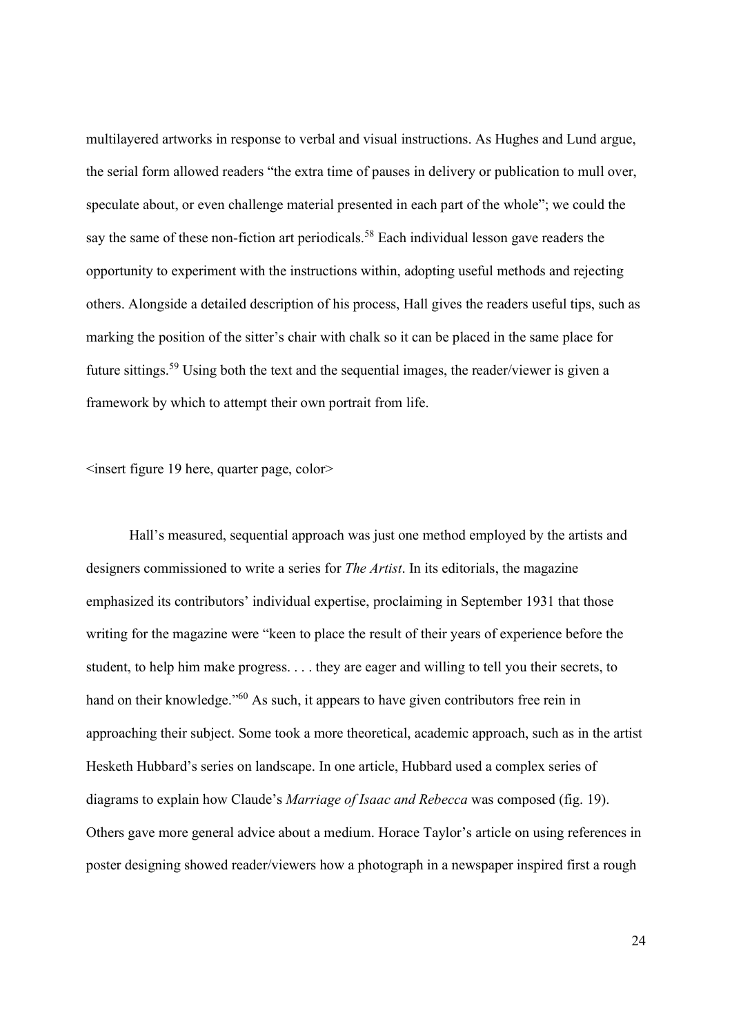multilayered artworks in response to verbal and visual instructions. As Hughes and Lund argue, the serial form allowed readers "the extra time of pauses in delivery or publication to mull over, speculate about, or even challenge material presented in each part of the whole"; we could the say the same of these non-fiction art periodicals.[58] Each individual lesson gave readers the opportunity to experiment with the instructions within, adopting useful methods and rejecting others. Alongside a detailed description of his process, Hall gives the readers useful tips, such as marking the position of the sitter's chair with chalk so it can be placed in the same place for future sittings.[59] Using both the text and the sequential images, the reader/viewer is given a framework by which to attempt their own portrait from life.

<insert figure 19 here, quarter page, color>

Hall's measured, sequential approach was just one method employed by the artists and designers commissioned to write a series for *The Artist*. In its editorials, the magazine emphasized its contributors' individual expertise, proclaiming in September 1931 that those writing for the magazine were "keen to place the result of their years of experience before the student, to help him make progress. . . . they are eager and willing to tell you their secrets, to hand on their knowledge."[60] As such, it appears to have given contributors free rein in approaching their subject. Some took a more theoretical, academic approach, such as in the artist Hesketh Hubbard's series on landscape. In one article, Hubbard used a complex series of diagrams to explain how Claude's *Marriage of Isaac and Rebecca* was composed (fig. 19). Others gave more general advice about a medium. Horace Taylor's article on using references in poster designing showed reader/viewers how a photograph in a newspaper inspired first a rough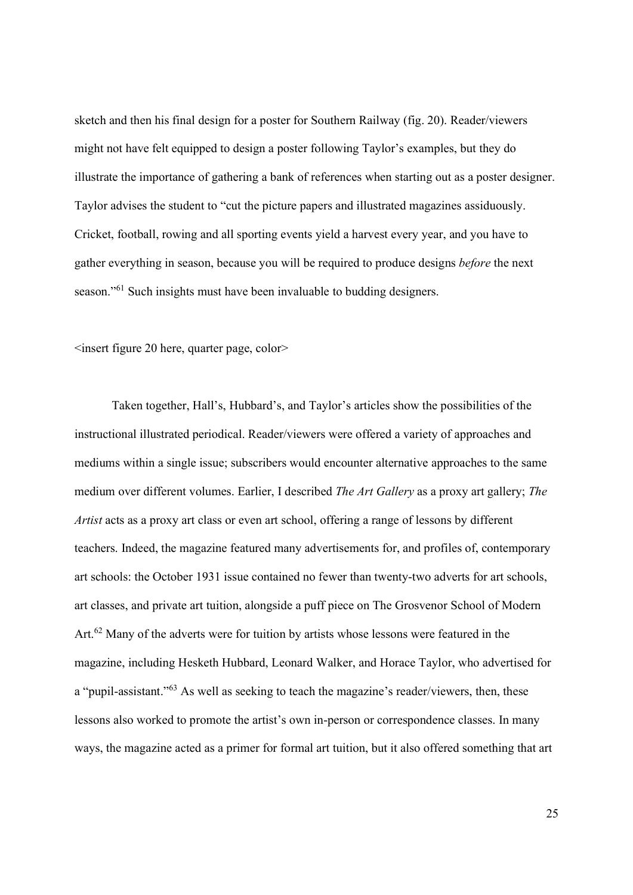sketch and then his final design for a poster for Southern Railway (fig. 20). Reader/viewers might not have felt equipped to design a poster following Taylor's examples, but they do illustrate the importance of gathering a bank of references when starting out as a poster designer. Taylor advises the student to "cut the picture papers and illustrated magazines assiduously. Cricket, football, rowing and all sporting events yield a harvest every year, and you have to gather everything in season, because you will be required to produce designs *before* the next season."[61] Such insights must have been invaluable to budding designers.

<insert figure 20 here, quarter page, color>

Taken together, Hall's, Hubbard's, and Taylor's articles show the possibilities of the instructional illustrated periodical. Reader/viewers were offered a variety of approaches and mediums within a single issue; subscribers would encounter alternative approaches to the same medium over different volumes. Earlier, I described *The Art Gallery* as a proxy art gallery; *The Artist* acts as a proxy art class or even art school, offering a range of lessons by different teachers. Indeed, the magazine featured many advertisements for, and profiles of, contemporary art schools: the October 1931 issue contained no fewer than twenty-two adverts for art schools, art classes, and private art tuition, alongside a puff piece on The Grosvenor School of Modern Art.[62] Many of the adverts were for tuition by artists whose lessons were featured in the magazine, including Hesketh Hubbard, Leonard Walker, and Horace Taylor, who advertised for a "pupil-assistant."[63] As well as seeking to teach the magazine's reader/viewers, then, these lessons also worked to promote the artist's own in-person or correspondence classes. In many ways, the magazine acted as a primer for formal art tuition, but it also offered something that art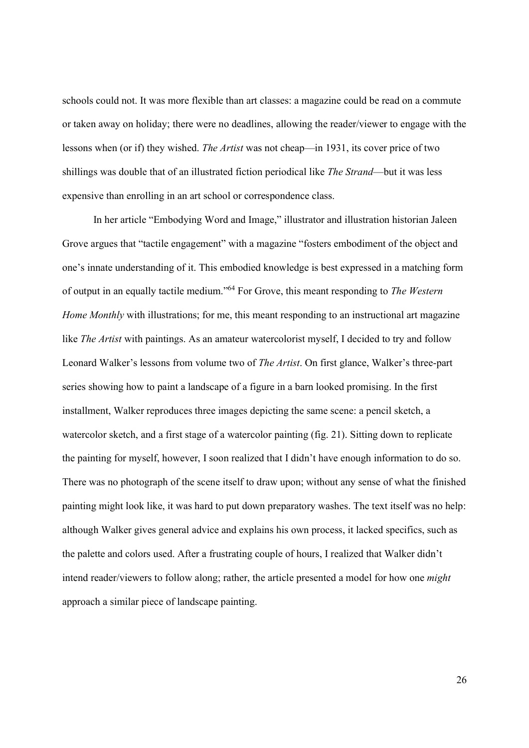schools could not. It was more flexible than art classes: a magazine could be read on a commute or taken away on holiday; there were no deadlines, allowing the reader/viewer to engage with the lessons when (or if) they wished. *The Artist* was not cheap—in 1931, its cover price of two shillings was double that of an illustrated fiction periodical like *The Strand*—but it was less expensive than enrolling in an art school or correspondence class.

In her article "Embodying Word and Image," illustrator and illustration historian Jaleen Grove argues that "tactile engagement" with a magazine "fosters embodiment of the object and one's innate understanding of it. This embodied knowledge is best expressed in a matching form of output in an equally tactile medium."[64] For Grove, this meant responding to *The Western Home Monthly* with illustrations; for me, this meant responding to an instructional art magazine like *The Artist* with paintings. As an amateur watercolorist myself, I decided to try and follow Leonard Walker's lessons from volume two of *The Artist*. On first glance, Walker's three-part series showing how to paint a landscape of a figure in a barn looked promising. In the first installment, Walker reproduces three images depicting the same scene: a pencil sketch, a watercolor sketch, and a first stage of a watercolor painting (fig. 21). Sitting down to replicate the painting for myself, however, I soon realized that I didn't have enough information to do so. There was no photograph of the scene itself to draw upon; without any sense of what the finished painting might look like, it was hard to put down preparatory washes. The text itself was no help: although Walker gives general advice and explains his own process, it lacked specifics, such as the palette and colors used. After a frustrating couple of hours, I realized that Walker didn't intend reader/viewers to follow along; rather, the article presented a model for how one *might* approach a similar piece of landscape painting.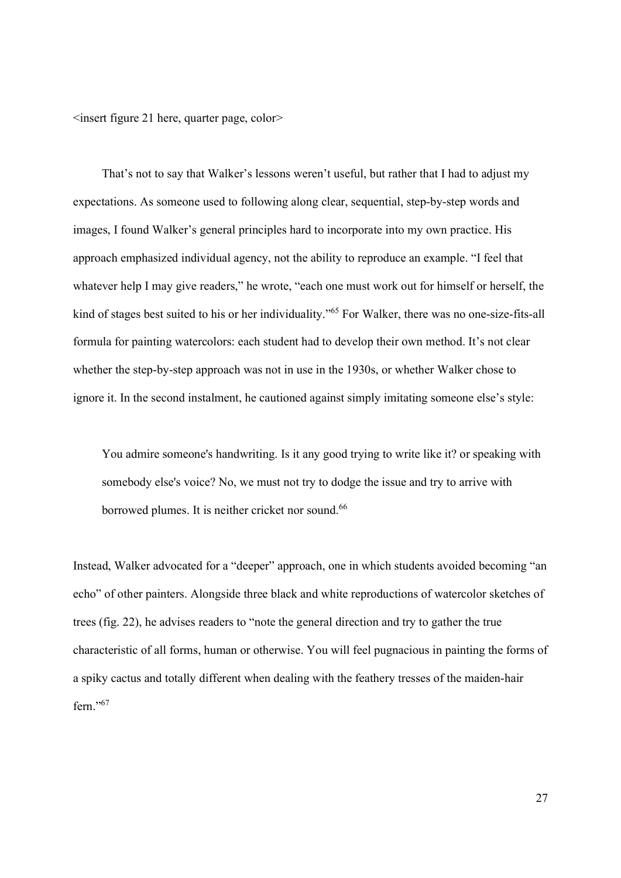<insert figure 21 here, quarter page, color>

That's not to say that Walker's lessons weren't useful, but rather that I had to adjust my expectations. As someone used to following along clear, sequential, step-by-step words and images, I found Walker's general principles hard to incorporate into my own practice. His approach emphasized individual agency, not the ability to reproduce an example. "I feel that whatever help I may give readers," he wrote, "each one must work out for himself or herself, the kind of stages best suited to his or her individuality."[65] For Walker, there was no one-size-fits-all formula for painting watercolors: each student had to develop their own method. It's not clear whether the step-by-step approach was not in use in the 1930s, or whether Walker chose to ignore it. In the second instalment, he cautioned against simply imitating someone else's style:

> You admire someone's handwriting. Is it any good trying to write like it? or speaking with somebody else's voice? No, we must not try to dodge the issue and try to arrive with borrowed plumes. It is neither cricket nor sound.[66]

Instead, Walker advocated for a "deeper" approach, one in which students avoided becoming "an echo" of other painters. Alongside three black and white reproductions of watercolor sketches of trees (fig. 22), he advises readers to "note the general direction and try to gather the true characteristic of all forms, human or otherwise. You will feel pugnacious in painting the forms of a spiky cactus and totally different when dealing with the feathery tresses of the maiden-hair fern."[67]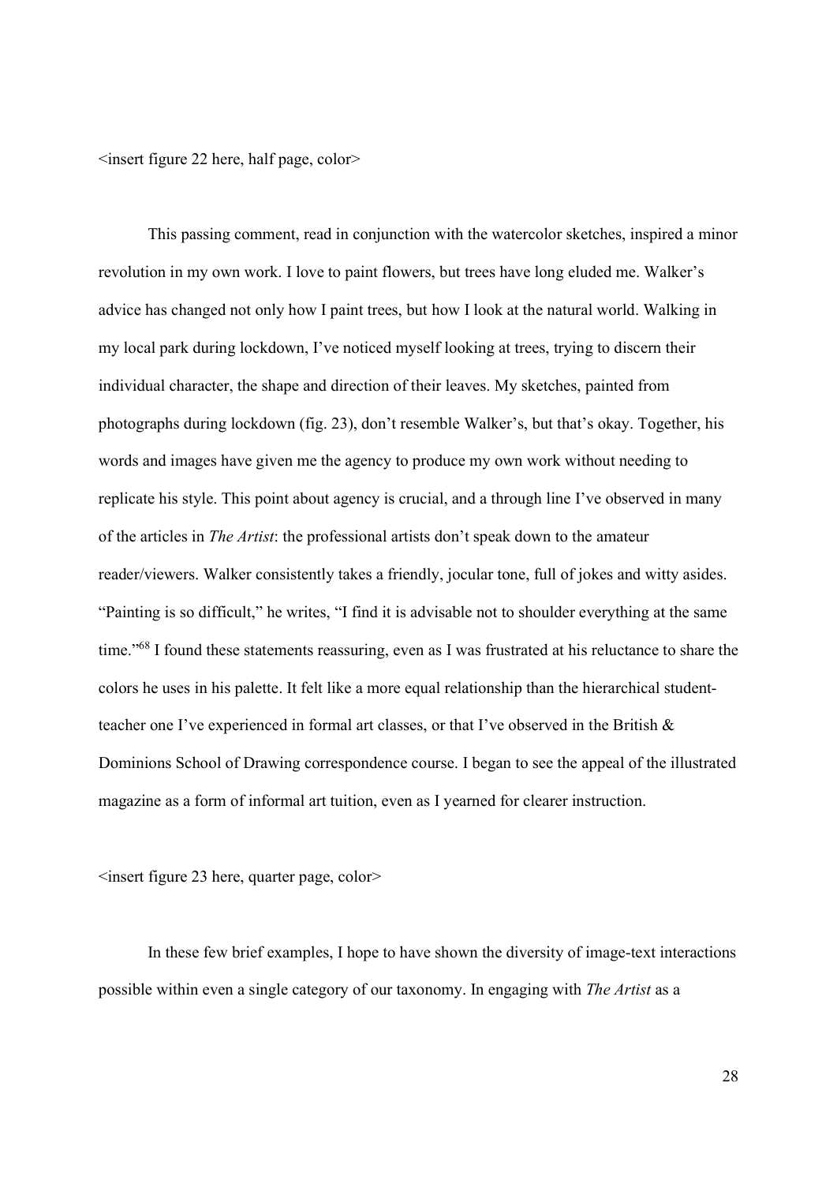<insert figure 22 here, half page, color>

This passing comment, read in conjunction with the watercolor sketches, inspired a minor revolution in my own work. I love to paint flowers, but trees have long eluded me. Walker's advice has changed not only how I paint trees, but how I look at the natural world. Walking in my local park during lockdown, I've noticed myself looking at trees, trying to discern their individual character, the shape and direction of their leaves. My sketches, painted from photographs during lockdown (fig. 23), don't resemble Walker's, but that's okay. Together, his words and images have given me the agency to produce my own work without needing to replicate his style. This point about agency is crucial, and a through line I've observed in many of the articles in *The Artist*: the professional artists don't speak down to the amateur reader/viewers. Walker consistently takes a friendly, jocular tone, full of jokes and witty asides. "Painting is so difficult," he writes, "I find it is advisable not to shoulder everything at the same time."[68] I found these statements reassuring, even as I was frustrated at his reluctance to share the colors he uses in his palette. It felt like a more equal relationship than the hierarchical student-teacher one I've experienced in formal art classes, or that I've observed in the British & Dominions School of Drawing correspondence course. I began to see the appeal of the illustrated magazine as a form of informal art tuition, even as I yearned for clearer instruction.

<insert figure 23 here, quarter page, color>

In these few brief examples, I hope to have shown the diversity of image-text interactions possible within even a single category of our taxonomy. In engaging with *The Artist* as a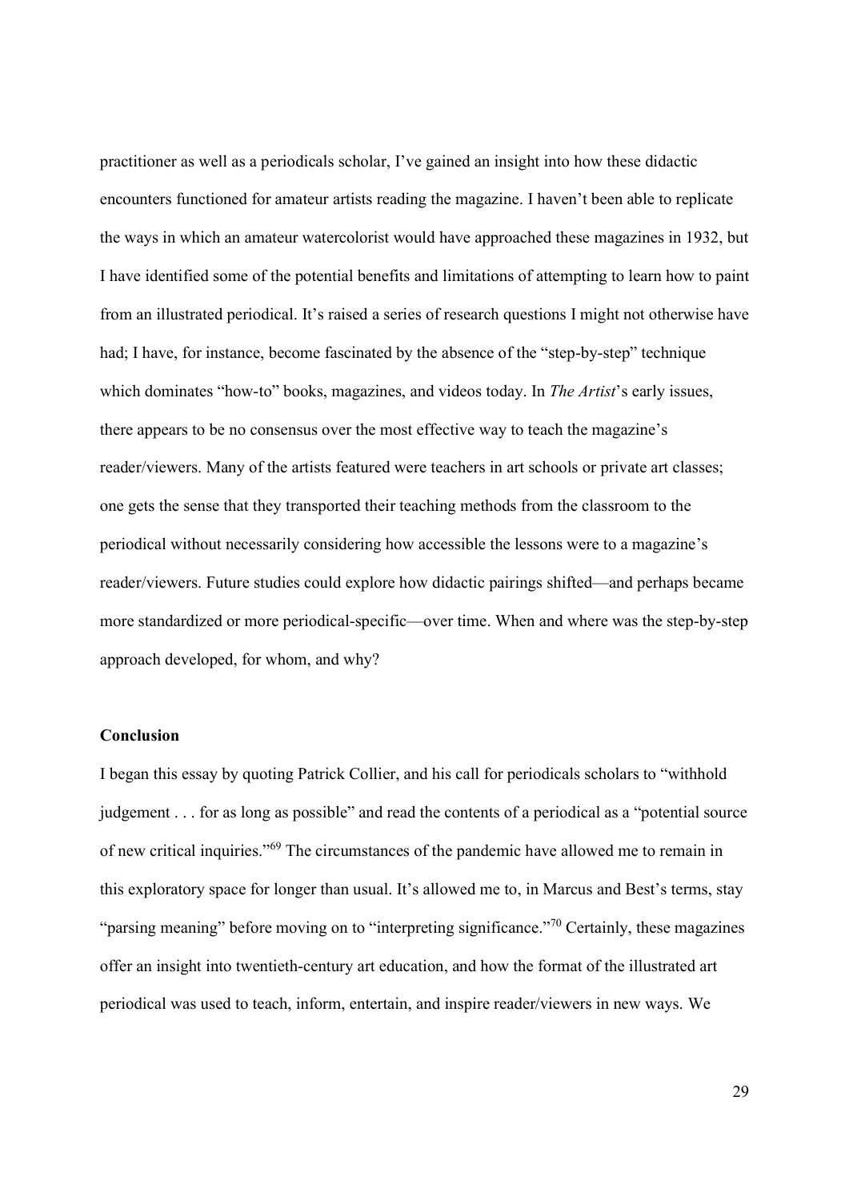practitioner as well as a periodicals scholar, I've gained an insight into how these didactic encounters functioned for amateur artists reading the magazine. I haven't been able to replicate the ways in which an amateur watercolorist would have approached these magazines in 1932, but I have identified some of the potential benefits and limitations of attempting to learn how to paint from an illustrated periodical. It's raised a series of research questions I might not otherwise have had; I have, for instance, become fascinated by the absence of the "step-by-step" technique which dominates "how-to" books, magazines, and videos today. In *The Artist*'s early issues, there appears to be no consensus over the most effective way to teach the magazine's reader/viewers. Many of the artists featured were teachers in art schools or private art classes; one gets the sense that they transported their teaching methods from the classroom to the periodical without necessarily considering how accessible the lessons were to a magazine's reader/viewers. Future studies could explore how didactic pairings shifted—and perhaps became more standardized or more periodical-specific—over time. When and where was the step-by-step approach developed, for whom, and why?

## Conclusion

I began this essay by quoting Patrick Collier, and his call for periodicals scholars to "withhold judgement . . . for as long as possible" and read the contents of a periodical as a "potential source of new critical inquiries."[69] The circumstances of the pandemic have allowed me to remain in this exploratory space for longer than usual. It's allowed me to, in Marcus and Best's terms, stay "parsing meaning" before moving on to "interpreting significance."[70] Certainly, these magazines offer an insight into twentieth-century art education, and how the format of the illustrated art periodical was used to teach, inform, entertain, and inspire reader/viewers in new ways. We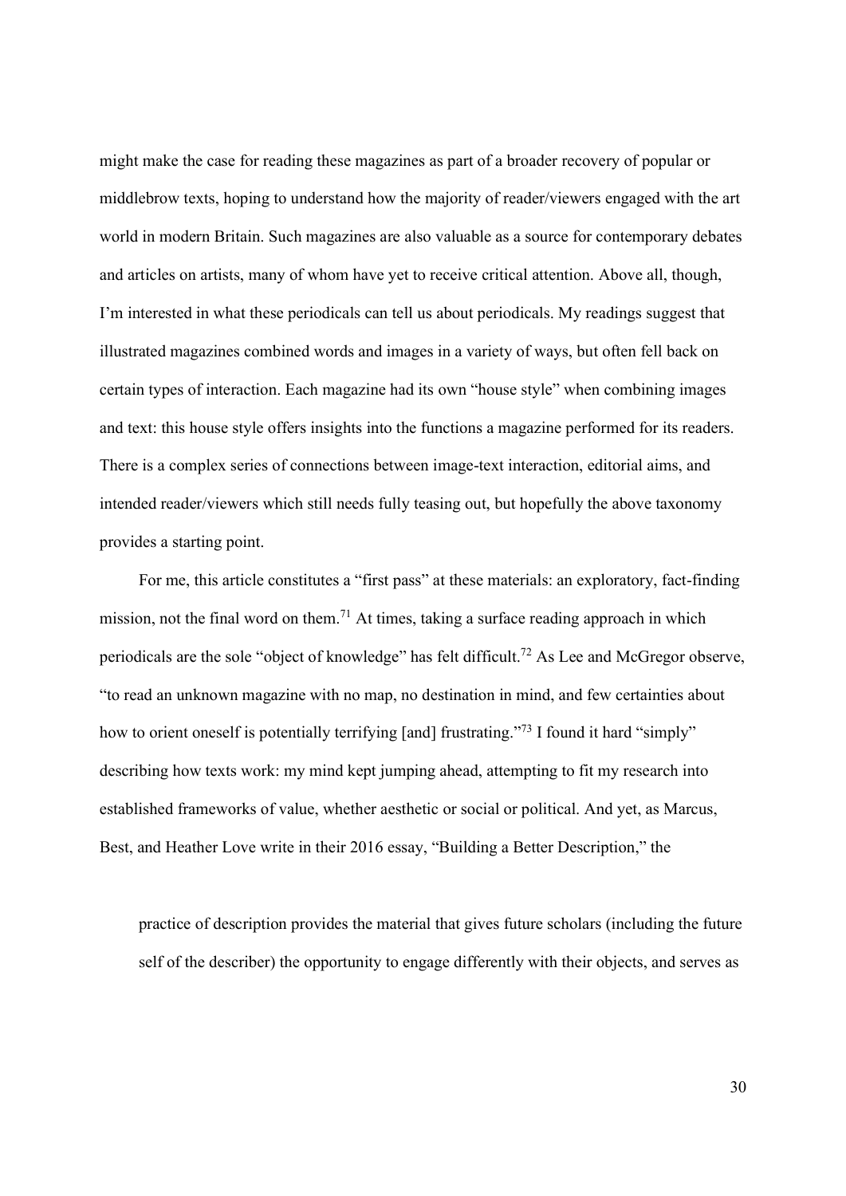might make the case for reading these magazines as part of a broader recovery of popular or middlebrow texts, hoping to understand how the majority of reader/viewers engaged with the art world in modern Britain. Such magazines are also valuable as a source for contemporary debates and articles on artists, many of whom have yet to receive critical attention. Above all, though, I'm interested in what these periodicals can tell us about periodicals. My readings suggest that illustrated magazines combined words and images in a variety of ways, but often fell back on certain types of interaction. Each magazine had its own "house style" when combining images and text: this house style offers insights into the functions a magazine performed for its readers. There is a complex series of connections between image-text interaction, editorial aims, and intended reader/viewers which still needs fully teasing out, but hopefully the above taxonomy provides a starting point.

For me, this article constitutes a "first pass" at these materials: an exploratory, fact-finding mission, not the final word on them.[71] At times, taking a surface reading approach in which periodicals are the sole "object of knowledge" has felt difficult.[72] As Lee and McGregor observe, "to read an unknown magazine with no map, no destination in mind, and few certainties about how to orient oneself is potentially terrifying [and] frustrating."[73] I found it hard "simply" describing how texts work: my mind kept jumping ahead, attempting to fit my research into established frameworks of value, whether aesthetic or social or political. And yet, as Marcus, Best, and Heather Love write in their 2016 essay, "Building a Better Description," the

> practice of description provides the material that gives future scholars (including the future self of the describer) the opportunity to engage differently with their objects, and serves as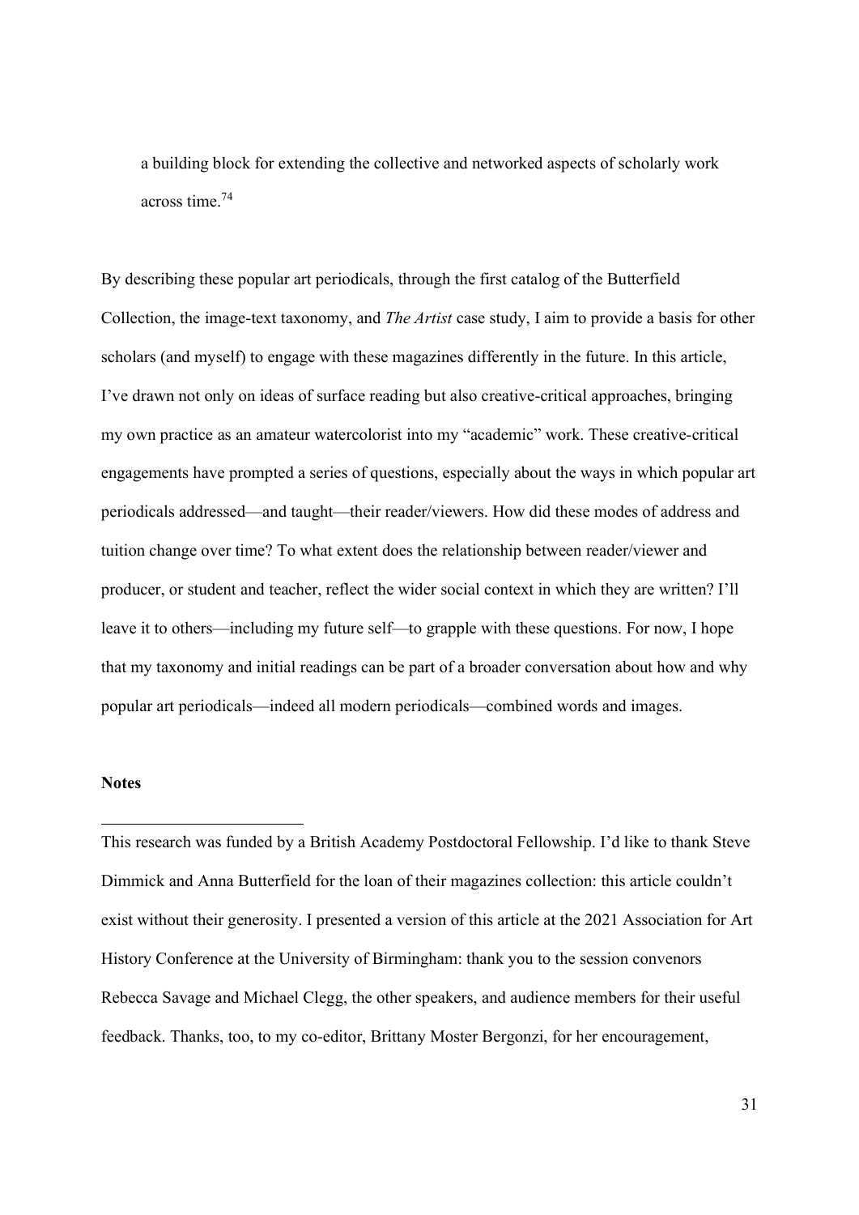a building block for extending the collective and networked aspects of scholarly work across time.[74]

By describing these popular art periodicals, through the first catalog of the Butterfield Collection, the image-text taxonomy, and *The Artist* case study, I aim to provide a basis for other scholars (and myself) to engage with these magazines differently in the future. In this article, I've drawn not only on ideas of surface reading but also creative-critical approaches, bringing my own practice as an amateur watercolorist into my "academic" work. These creative-critical engagements have prompted a series of questions, especially about the ways in which popular art periodicals addressed—and taught—their reader/viewers. How did these modes of address and tuition change over time? To what extent does the relationship between reader/viewer and producer, or student and teacher, reflect the wider social context in which they are written? I'll leave it to others—including my future self—to grapple with these questions. For now, I hope that my taxonomy and initial readings can be part of a broader conversation about how and why popular art periodicals—indeed all modern periodicals—combined words and images.

## Notes

---

This research was funded by a British Academy Postdoctoral Fellowship. I'd like to thank Steve Dimmick and Anna Butterfield for the loan of their magazines collection: this article couldn't exist without their generosity. I presented a version of this article at the 2021 Association for Art History Conference at the University of Birmingham: thank you to the session convenors Rebecca Savage and Michael Clegg, the other speakers, and audience members for their useful feedback. Thanks, too, to my co-editor, Brittany Moster Bergonzi, for her encouragement,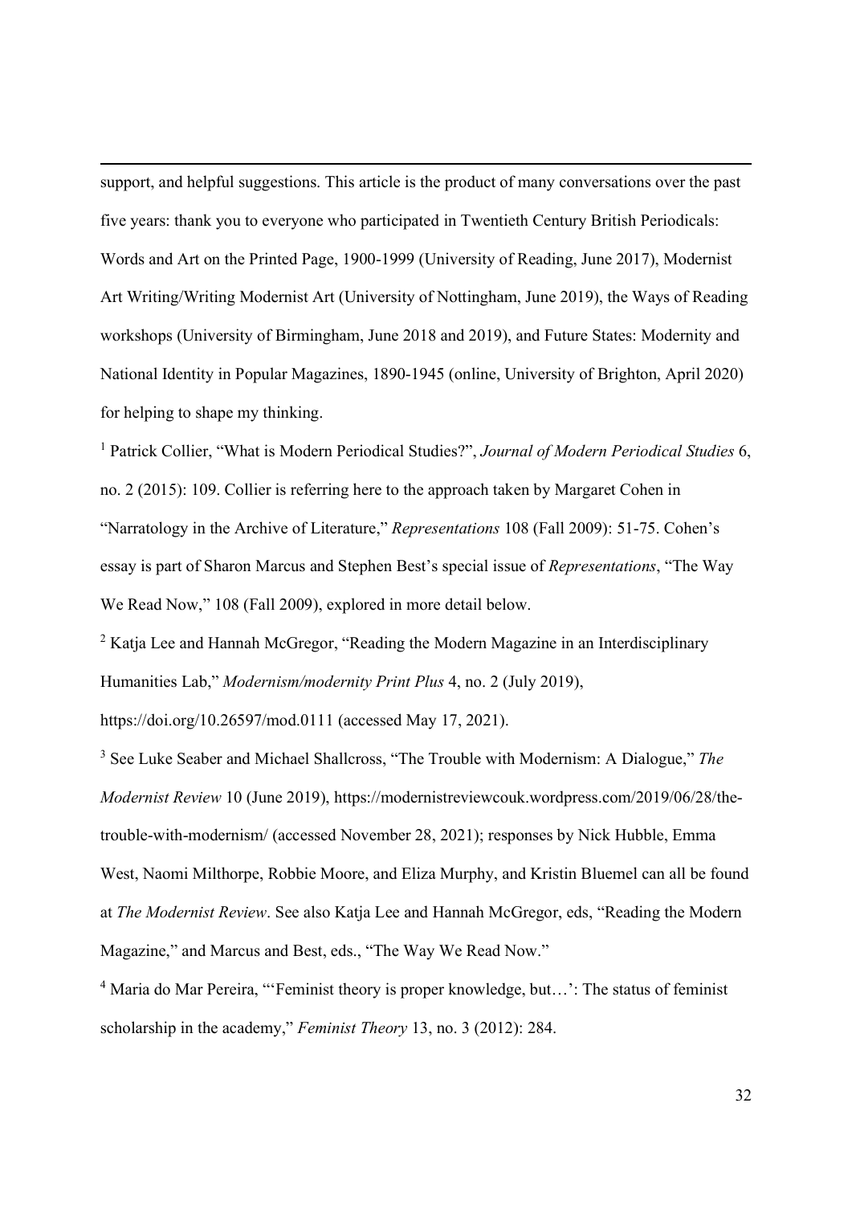support, and helpful suggestions. This article is the product of many conversations over the past five years: thank you to everyone who participated in Twentieth Century British Periodicals: Words and Art on the Printed Page, 1900-1999 (University of Reading, June 2017), Modernist Art Writing/Writing Modernist Art (University of Nottingham, June 2019), the Ways of Reading workshops (University of Birmingham, June 2018 and 2019), and Future States: Modernity and National Identity in Popular Magazines, 1890-1945 (online, University of Brighton, April 2020) for helping to shape my thinking.

[1] Patrick Collier, "What is Modern Periodical Studies?", *Journal of Modern Periodical Studies* 6, no. 2 (2015): 109. Collier is referring here to the approach taken by Margaret Cohen in "Narratology in the Archive of Literature," *Representations* 108 (Fall 2009): 51-75. Cohen's essay is part of Sharon Marcus and Stephen Best's special issue of *Representations*, "The Way We Read Now," 108 (Fall 2009), explored in more detail below.

[2] Katja Lee and Hannah McGregor, "Reading the Modern Magazine in an Interdisciplinary Humanities Lab," *Modernism/modernity Print Plus* 4, no. 2 (July 2019), https://doi.org/10.26597/mod.0111 (accessed May 17, 2021).

[3] See Luke Seaber and Michael Shallcross, "The Trouble with Modernism: A Dialogue," *The Modernist Review* 10 (June 2019), https://modernistreviewcouk.wordpress.com/2019/06/28/the-trouble-with-modernism/ (accessed November 28, 2021); responses by Nick Hubble, Emma West, Naomi Milthorpe, Robbie Moore, and Eliza Murphy, and Kristin Bluemel can all be found at *The Modernist Review*. See also Katja Lee and Hannah McGregor, eds, "Reading the Modern Magazine," and Marcus and Best, eds., "The Way We Read Now."

[4] Maria do Mar Pereira, "'Feminist theory is proper knowledge, but…': The status of feminist scholarship in the academy," *Feminist Theory* 13, no. 3 (2012): 284.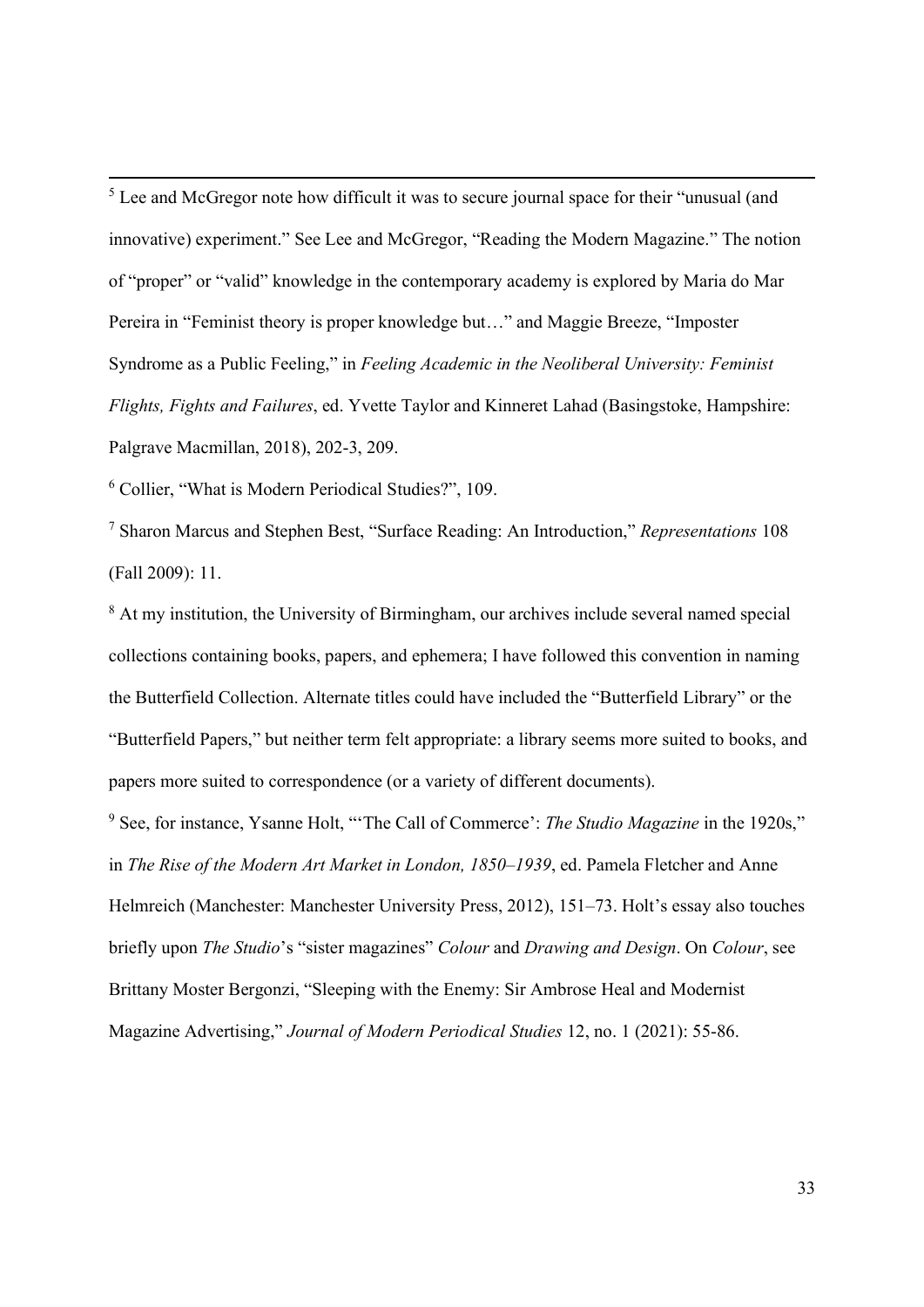[5] Lee and McGregor note how difficult it was to secure journal space for their "unusual (and innovative) experiment." See Lee and McGregor, "Reading the Modern Magazine." The notion of "proper" or "valid" knowledge in the contemporary academy is explored by Maria do Mar Pereira in "Feminist theory is proper knowledge but…" and Maggie Breeze, "Imposter Syndrome as a Public Feeling," in *Feeling Academic in the Neoliberal University: Feminist Flights, Fights and Failures*, ed. Yvette Taylor and Kinneret Lahad (Basingstoke, Hampshire: Palgrave Macmillan, 2018), 202-3, 209.

[6] Collier, "What is Modern Periodical Studies?", 109.

[7] Sharon Marcus and Stephen Best, "Surface Reading: An Introduction," *Representations* 108 (Fall 2009): 11.

[8] At my institution, the University of Birmingham, our archives include several named special collections containing books, papers, and ephemera; I have followed this convention in naming the Butterfield Collection. Alternate titles could have included the "Butterfield Library" or the "Butterfield Papers," but neither term felt appropriate: a library seems more suited to books, and papers more suited to correspondence (or a variety of different documents).

[9] See, for instance, Ysanne Holt, "'The Call of Commerce': *The Studio Magazine* in the 1920s," in *The Rise of the Modern Art Market in London, 1850–1939*, ed. Pamela Fletcher and Anne Helmreich (Manchester: Manchester University Press, 2012), 151–73. Holt's essay also touches briefly upon *The Studio*'s "sister magazines" *Colour* and *Drawing and Design*. On *Colour*, see Brittany Moster Bergonzi, "Sleeping with the Enemy: Sir Ambrose Heal and Modernist Magazine Advertising," *Journal of Modern Periodical Studies* 12, no. 1 (2021): 55-86.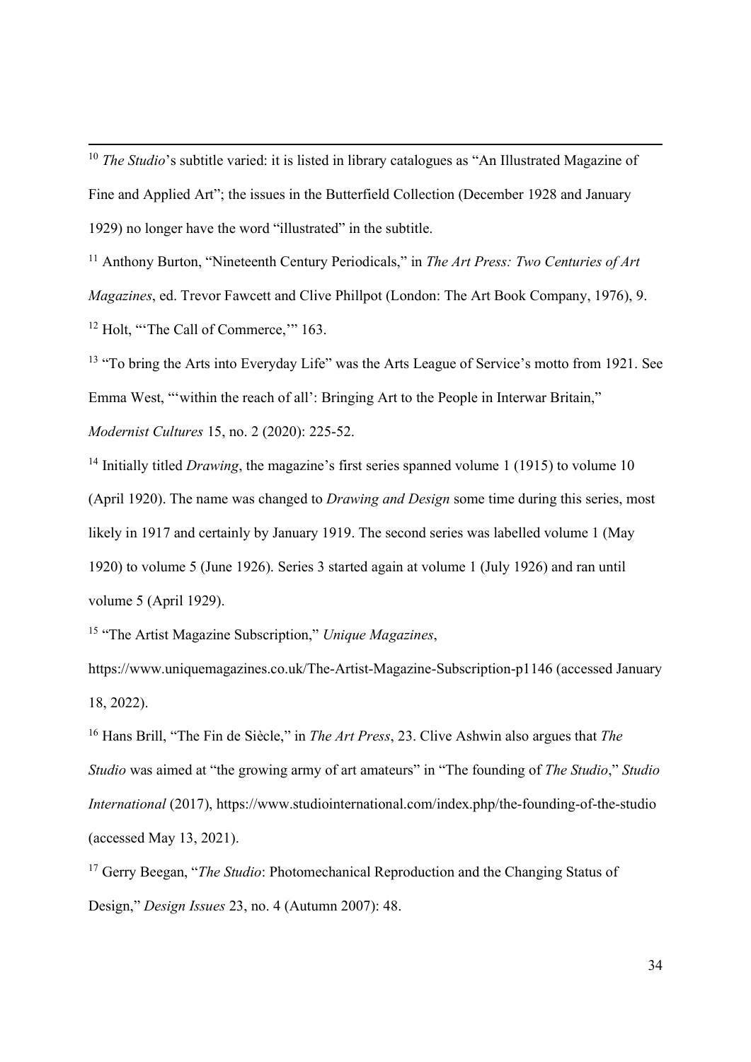[10] *The Studio*'s subtitle varied: it is listed in library catalogues as "An Illustrated Magazine of Fine and Applied Art"; the issues in the Butterfield Collection (December 1928 and January 1929) no longer have the word "illustrated" in the subtitle.

[11] Anthony Burton, "Nineteenth Century Periodicals," in *The Art Press: Two Centuries of Art Magazines*, ed. Trevor Fawcett and Clive Phillpot (London: The Art Book Company, 1976), 9.

[12] Holt, "'The Call of Commerce,'" 163.

[13] "To bring the Arts into Everyday Life" was the Arts League of Service's motto from 1921. See Emma West, "'within the reach of all': Bringing Art to the People in Interwar Britain," *Modernist Cultures* 15, no. 2 (2020): 225-52.

[14] Initially titled *Drawing*, the magazine's first series spanned volume 1 (1915) to volume 10 (April 1920). The name was changed to *Drawing and Design* some time during this series, most likely in 1917 and certainly by January 1919. The second series was labelled volume 1 (May 1920) to volume 5 (June 1926). Series 3 started again at volume 1 (July 1926) and ran until volume 5 (April 1929).

[15] "The Artist Magazine Subscription," *Unique Magazines*, https://www.uniquemagazines.co.uk/The-Artist-Magazine-Subscription-p1146 (accessed January 18, 2022).

[16] Hans Brill, "The Fin de Siècle," in *The Art Press*, 23. Clive Ashwin also argues that *The Studio* was aimed at "the growing army of art amateurs" in "The founding of *The Studio*," *Studio International* (2017), https://www.studiointernational.com/index.php/the-founding-of-the-studio (accessed May 13, 2021).

[17] Gerry Beegan, "*The Studio*: Photomechanical Reproduction and the Changing Status of Design," *Design Issues* 23, no. 4 (Autumn 2007): 48.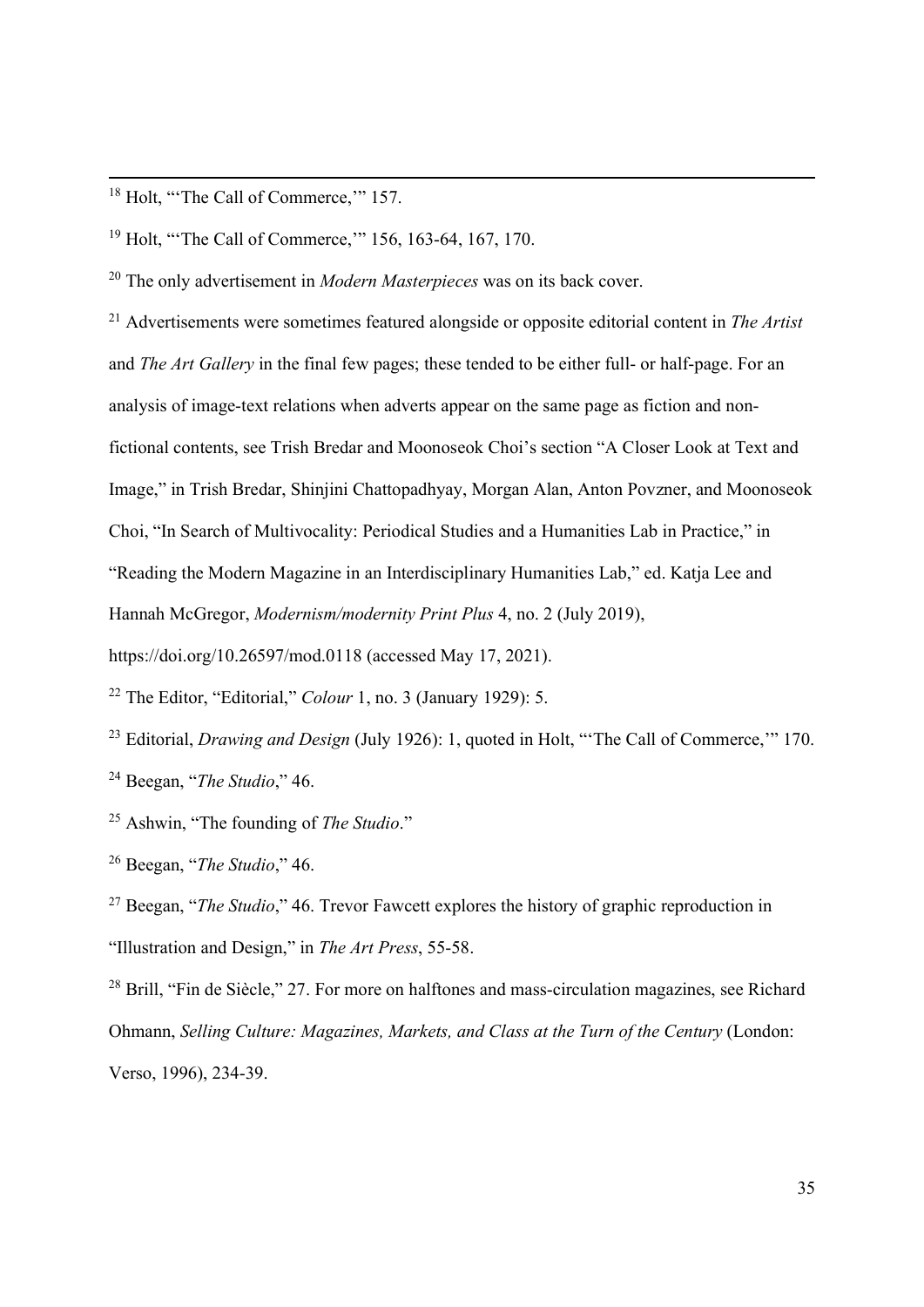[18] Holt, "'The Call of Commerce,'" 157.

[19] Holt, "'The Call of Commerce,'" 156, 163-64, 167, 170.

[20] The only advertisement in *Modern Masterpieces* was on its back cover.

[21] Advertisements were sometimes featured alongside or opposite editorial content in *The Artist* and *The Art Gallery* in the final few pages; these tended to be either full- or half-page. For an analysis of image-text relations when adverts appear on the same page as fiction and non-fictional contents, see Trish Bredar and Moonoseok Choi's section "A Closer Look at Text and Image," in Trish Bredar, Shinjini Chattopadhyay, Morgan Alan, Anton Povzner, and Moonoseok Choi, "In Search of Multivocality: Periodical Studies and a Humanities Lab in Practice," in "Reading the Modern Magazine in an Interdisciplinary Humanities Lab," ed. Katja Lee and Hannah McGregor, *Modernism/modernity Print Plus* 4, no. 2 (July 2019), https://doi.org/10.26597/mod.0118 (accessed May 17, 2021).

[22] The Editor, "Editorial," *Colour* 1, no. 3 (January 1929): 5.

[23] Editorial, *Drawing and Design* (July 1926): 1, quoted in Holt, "'The Call of Commerce,'" 170.

[24] Beegan, "*The Studio*," 46.

[25] Ashwin, "The founding of *The Studio*."

[26] Beegan, "*The Studio*," 46.

[27] Beegan, "*The Studio*," 46. Trevor Fawcett explores the history of graphic reproduction in "Illustration and Design," in *The Art Press*, 55-58.

[28] Brill, "Fin de Siècle," 27. For more on halftones and mass-circulation magazines, see Richard Ohmann, *Selling Culture: Magazines, Markets, and Class at the Turn of the Century* (London: Verso, 1996), 234-39.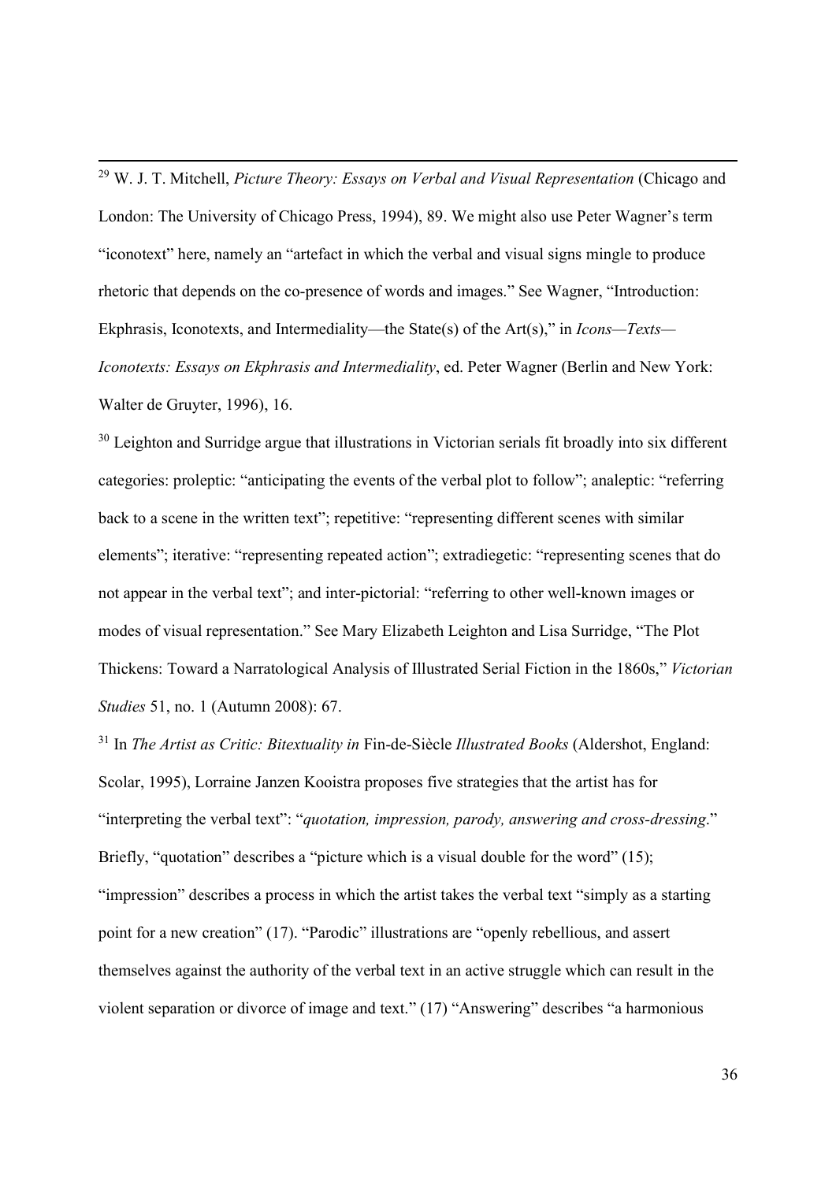[29] W. J. T. Mitchell, *Picture Theory: Essays on Verbal and Visual Representation* (Chicago and London: The University of Chicago Press, 1994), 89. We might also use Peter Wagner's term "iconotext" here, namely an "artefact in which the verbal and visual signs mingle to produce rhetoric that depends on the co-presence of words and images." See Wagner, "Introduction: Ekphrasis, Iconotexts, and Intermediality—the State(s) of the Art(s)," in *Icons—Texts—Iconotexts: Essays on Ekphrasis and Intermediality*, ed. Peter Wagner (Berlin and New York: Walter de Gruyter, 1996), 16.

[30] Leighton and Surridge argue that illustrations in Victorian serials fit broadly into six different categories: proleptic: "anticipating the events of the verbal plot to follow"; analeptic: "referring back to a scene in the written text"; repetitive: "representing different scenes with similar elements"; iterative: "representing repeated action"; extradiegetic: "representing scenes that do not appear in the verbal text"; and inter-pictorial: "referring to other well-known images or modes of visual representation." See Mary Elizabeth Leighton and Lisa Surridge, "The Plot Thickens: Toward a Narratological Analysis of Illustrated Serial Fiction in the 1860s," *Victorian Studies* 51, no. 1 (Autumn 2008): 67.

[31] In *The Artist as Critic: Bitextuality in* Fin-de-Siècle *Illustrated Books* (Aldershot, England: Scolar, 1995), Lorraine Janzen Kooistra proposes five strategies that the artist has for "interpreting the verbal text": "*quotation, impression, parody, answering and cross-dressing*." Briefly, "quotation" describes a "picture which is a visual double for the word" (15); "impression" describes a process in which the artist takes the verbal text "simply as a starting point for a new creation" (17). "Parodic" illustrations are "openly rebellious, and assert themselves against the authority of the verbal text in an active struggle which can result in the violent separation or divorce of image and text." (17) "Answering" describes "a harmonious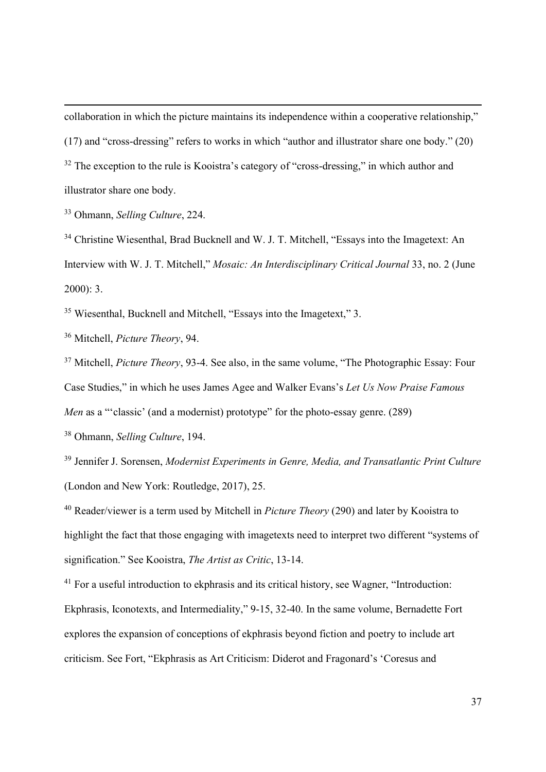collaboration in which the picture maintains its independence within a cooperative relationship," (17) and "cross-dressing" refers to works in which "author and illustrator share one body." (20)

[32] The exception to the rule is Kooistra's category of "cross-dressing," in which author and illustrator share one body.

[33] Ohmann, *Selling Culture*, 224.

[34] Christine Wiesenthal, Brad Bucknell and W. J. T. Mitchell, "Essays into the Imagetext: An Interview with W. J. T. Mitchell," *Mosaic: An Interdisciplinary Critical Journal* 33, no. 2 (June 2000): 3.

[35] Wiesenthal, Bucknell and Mitchell, "Essays into the Imagetext," 3.

[36] Mitchell, *Picture Theory*, 94.

[37] Mitchell, *Picture Theory*, 93-4. See also, in the same volume, "The Photographic Essay: Four Case Studies," in which he uses James Agee and Walker Evans's *Let Us Now Praise Famous Men* as a "'classic' (and a modernist) prototype" for the photo-essay genre. (289)

[38] Ohmann, *Selling Culture*, 194.

[39] Jennifer J. Sorensen, *Modernist Experiments in Genre, Media, and Transatlantic Print Culture* (London and New York: Routledge, 2017), 25.

[40] Reader/viewer is a term used by Mitchell in *Picture Theory* (290) and later by Kooistra to highlight the fact that those engaging with imagetexts need to interpret two different "systems of signification." See Kooistra, *The Artist as Critic*, 13-14.

[41] For a useful introduction to ekphrasis and its critical history, see Wagner, "Introduction: Ekphrasis, Iconotexts, and Intermediality," 9-15, 32-40. In the same volume, Bernadette Fort explores the expansion of conceptions of ekphrasis beyond fiction and poetry to include art criticism. See Fort, "Ekphrasis as Art Criticism: Diderot and Fragonard's 'Coresus and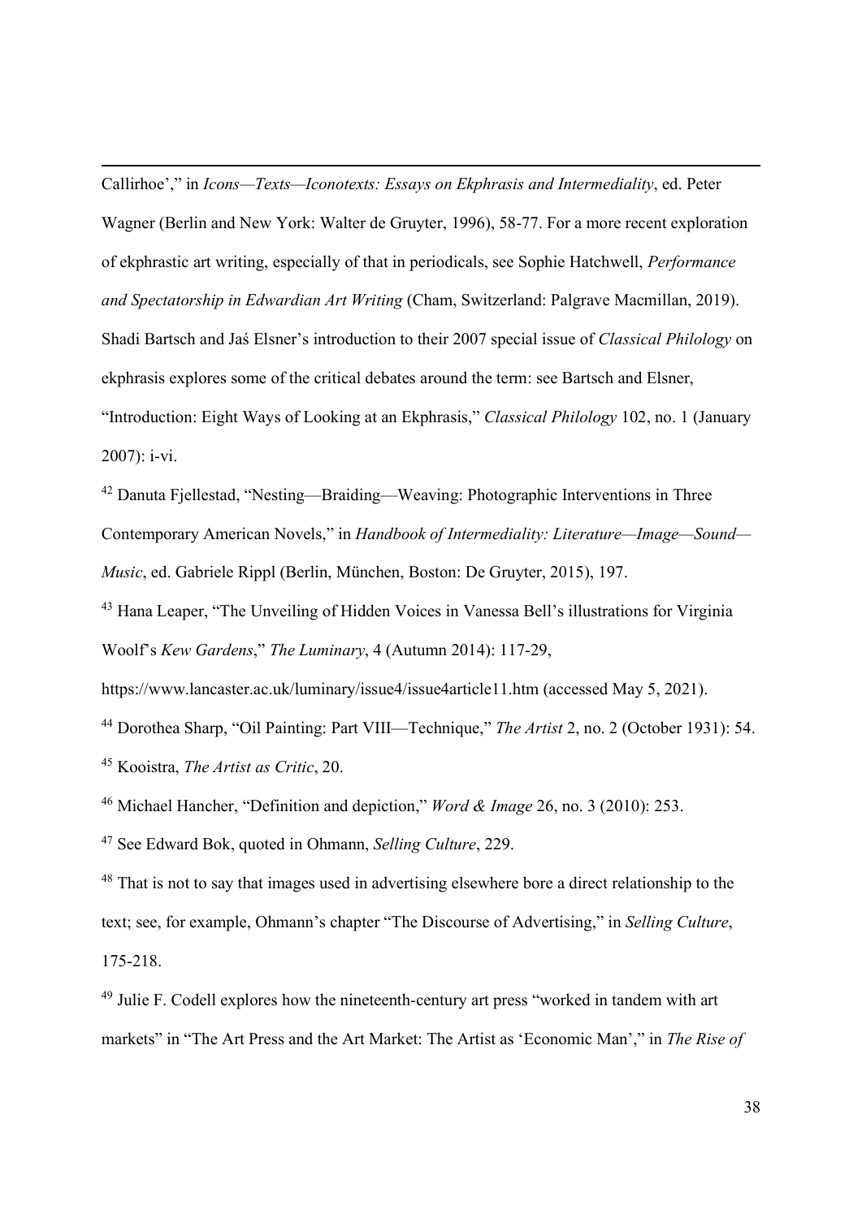Callirhoe',” in *Icons—Texts—Iconotexts: Essays on Ekphrasis and Intermediality*, ed. Peter Wagner (Berlin and New York: Walter de Gruyter, 1996), 58-77. For a more recent exploration of ekphrastic art writing, especially of that in periodicals, see Sophie Hatchwell, *Performance and Spectatorship in Edwardian Art Writing* (Cham, Switzerland: Palgrave Macmillan, 2019). Shadi Bartsch and Jaś Elsner's introduction to their 2007 special issue of *Classical Philology* on ekphrasis explores some of the critical debates around the term: see Bartsch and Elsner, “Introduction: Eight Ways of Looking at an Ekphrasis,” *Classical Philology* 102, no. 1 (January 2007): i-vi.

[42] Danuta Fjellestad, “Nesting—Braiding—Weaving: Photographic Interventions in Three Contemporary American Novels,” in *Handbook of Intermediality: Literature—Image—Sound—Music*, ed. Gabriele Rippl (Berlin, München, Boston: De Gruyter, 2015), 197.

[43] Hana Leaper, “The Unveiling of Hidden Voices in Vanessa Bell's illustrations for Virginia Woolf's *Kew Gardens*,” *The Luminary*, 4 (Autumn 2014): 117-29, https://www.lancaster.ac.uk/luminary/issue4/issue4article11.htm (accessed May 5, 2021).

[44] Dorothea Sharp, “Oil Painting: Part VIII—Technique,” *The Artist* 2, no. 2 (October 1931): 54.

[45] Kooistra, *The Artist as Critic*, 20.

[46] Michael Hancher, “Definition and depiction,” *Word & Image* 26, no. 3 (2010): 253.

[47] See Edward Bok, quoted in Ohmann, *Selling Culture*, 229.

[48] That is not to say that images used in advertising elsewhere bore a direct relationship to the text; see, for example, Ohmann's chapter “The Discourse of Advertising,” in *Selling Culture*, 175-218.

[49] Julie F. Codell explores how the nineteenth-century art press “worked in tandem with art markets” in “The Art Press and the Art Market: The Artist as ‘Economic Man’,” in *The Rise of*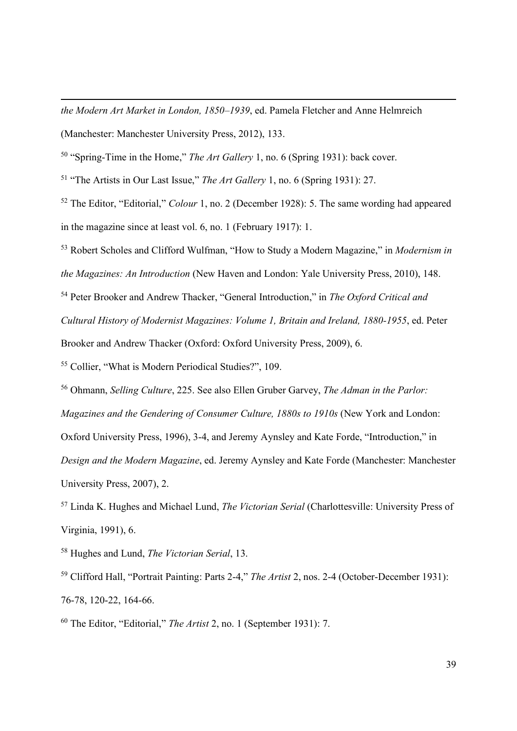*the Modern Art Market in London, 1850–1939*, ed. Pamela Fletcher and Anne Helmreich (Manchester: Manchester University Press, 2012), 133.

[50] "Spring-Time in the Home," *The Art Gallery* 1, no. 6 (Spring 1931): back cover.

[51] "The Artists in Our Last Issue," *The Art Gallery* 1, no. 6 (Spring 1931): 27.

[52] The Editor, "Editorial," *Colour* 1, no. 2 (December 1928): 5. The same wording had appeared in the magazine since at least vol. 6, no. 1 (February 1917): 1.

[53] Robert Scholes and Clifford Wulfman, "How to Study a Modern Magazine," in *Modernism in the Magazines: An Introduction* (New Haven and London: Yale University Press, 2010), 148.

[54] Peter Brooker and Andrew Thacker, "General Introduction," in *The Oxford Critical and Cultural History of Modernist Magazines: Volume 1, Britain and Ireland, 1880-1955*, ed. Peter Brooker and Andrew Thacker (Oxford: Oxford University Press, 2009), 6.

[55] Collier, "What is Modern Periodical Studies?", 109.

[56] Ohmann, *Selling Culture*, 225. See also Ellen Gruber Garvey, *The Adman in the Parlor: Magazines and the Gendering of Consumer Culture, 1880s to 1910s* (New York and London: Oxford University Press, 1996), 3-4, and Jeremy Aynsley and Kate Forde, "Introduction," in *Design and the Modern Magazine*, ed. Jeremy Aynsley and Kate Forde (Manchester: Manchester University Press, 2007), 2.

[57] Linda K. Hughes and Michael Lund, *The Victorian Serial* (Charlottesville: University Press of Virginia, 1991), 6.

[58] Hughes and Lund, *The Victorian Serial*, 13.

[59] Clifford Hall, "Portrait Painting: Parts 2-4," *The Artist* 2, nos. 2-4 (October-December 1931): 76-78, 120-22, 164-66.

[60] The Editor, "Editorial," *The Artist* 2, no. 1 (September 1931): 7.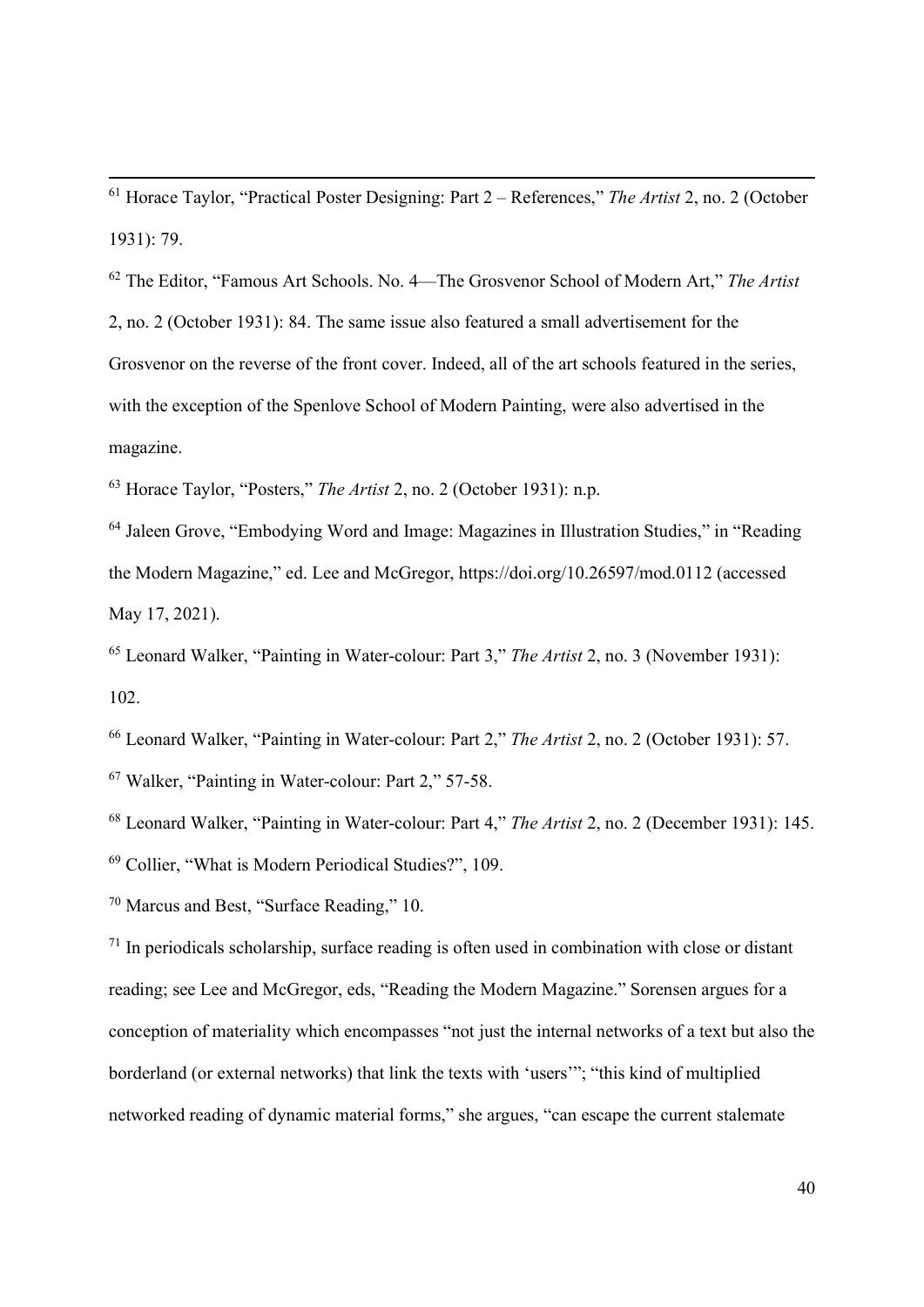[61] Horace Taylor, "Practical Poster Designing: Part 2 – References," *The Artist* 2, no. 2 (October 1931): 79.

[62] The Editor, "Famous Art Schools. No. 4—The Grosvenor School of Modern Art," *The Artist* 2, no. 2 (October 1931): 84. The same issue also featured a small advertisement for the Grosvenor on the reverse of the front cover. Indeed, all of the art schools featured in the series, with the exception of the Spenlove School of Modern Painting, were also advertised in the magazine.

[63] Horace Taylor, "Posters," *The Artist* 2, no. 2 (October 1931): n.p.

[64] Jaleen Grove, "Embodying Word and Image: Magazines in Illustration Studies," in "Reading the Modern Magazine," ed. Lee and McGregor, https://doi.org/10.26597/mod.0112 (accessed May 17, 2021).

[65] Leonard Walker, "Painting in Water-colour: Part 3," *The Artist* 2, no. 3 (November 1931): 102.

[66] Leonard Walker, "Painting in Water-colour: Part 2," *The Artist* 2, no. 2 (October 1931): 57.

[67] Walker, "Painting in Water-colour: Part 2," 57-58.

[68] Leonard Walker, "Painting in Water-colour: Part 4," *The Artist* 2, no. 2 (December 1931): 145.

[69] Collier, "What is Modern Periodical Studies?", 109.

[70] Marcus and Best, "Surface Reading," 10.

[71] In periodicals scholarship, surface reading is often used in combination with close or distant reading; see Lee and McGregor, eds, "Reading the Modern Magazine." Sorensen argues for a conception of materiality which encompasses "not just the internal networks of a text but also the borderland (or external networks) that link the texts with 'users'"; "this kind of multiplied networked reading of dynamic material forms," she argues, "can escape the current stalemate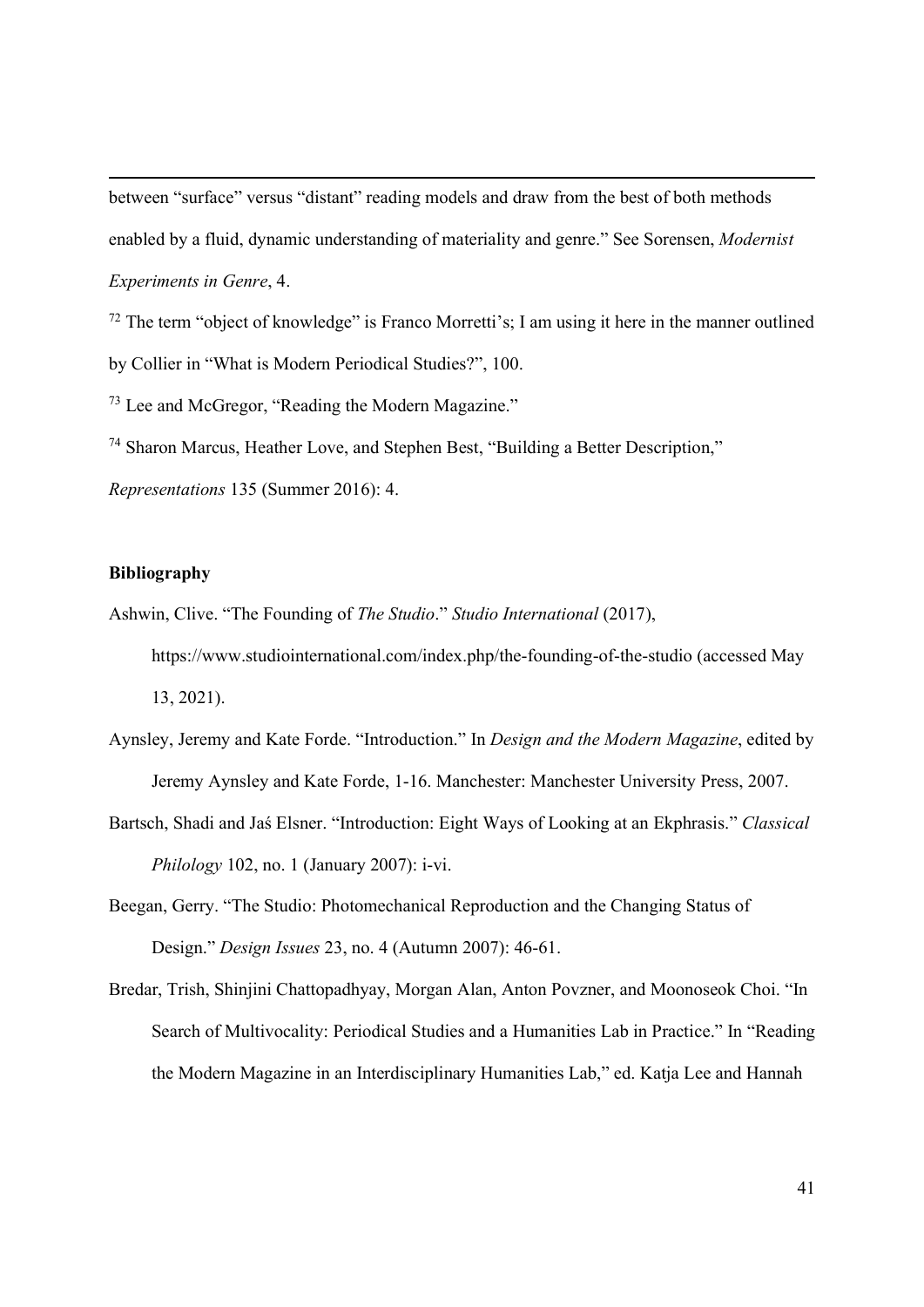between "surface" versus "distant" reading models and draw from the best of both methods enabled by a fluid, dynamic understanding of materiality and genre." See Sorensen, *Modernist Experiments in Genre*, 4.

[72] The term "object of knowledge" is Franco Morretti's; I am using it here in the manner outlined by Collier in "What is Modern Periodical Studies?", 100.

[73] Lee and McGregor, "Reading the Modern Magazine."

[74] Sharon Marcus, Heather Love, and Stephen Best, "Building a Better Description," *Representations* 135 (Summer 2016): 4.

**Bibliography**

Ashwin, Clive. "The Founding of *The Studio*." *Studio International* (2017), https://www.studiointernational.com/index.php/the-founding-of-the-studio (accessed May 13, 2021).

Aynsley, Jeremy and Kate Forde. "Introduction." In *Design and the Modern Magazine*, edited by Jeremy Aynsley and Kate Forde, 1-16. Manchester: Manchester University Press, 2007.

Bartsch, Shadi and Jaś Elsner. "Introduction: Eight Ways of Looking at an Ekphrasis." *Classical Philology* 102, no. 1 (January 2007): i-vi.

Beegan, Gerry. "The Studio: Photomechanical Reproduction and the Changing Status of Design." *Design Issues* 23, no. 4 (Autumn 2007): 46-61.

Bredar, Trish, Shinjini Chattopadhyay, Morgan Alan, Anton Povzner, and Moonoseok Choi. "In Search of Multivocality: Periodical Studies and a Humanities Lab in Practice." In "Reading the Modern Magazine in an Interdisciplinary Humanities Lab," ed. Katja Lee and Hannah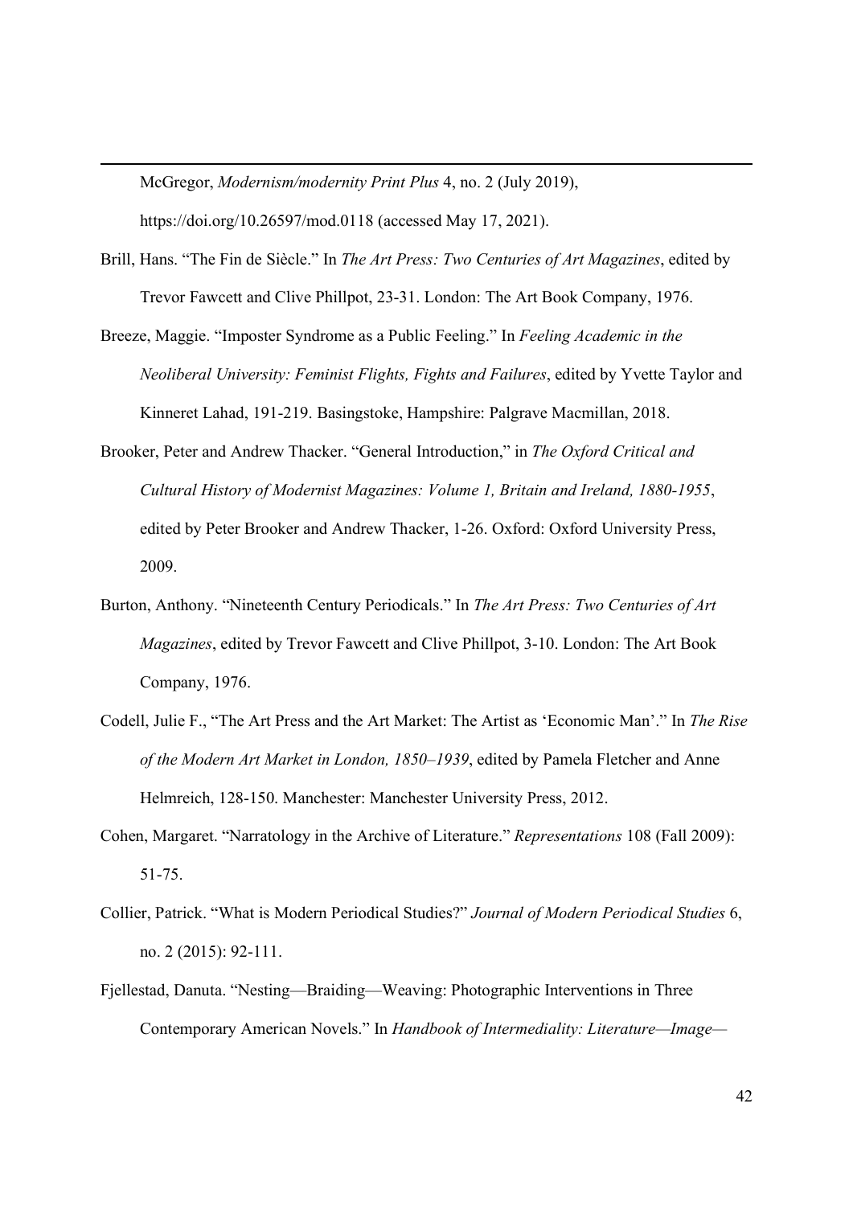McGregor, *Modernism/modernity Print Plus* 4, no. 2 (July 2019), https://doi.org/10.26597/mod.0118 (accessed May 17, 2021).

Brill, Hans. "The Fin de Siècle." In *The Art Press: Two Centuries of Art Magazines*, edited by Trevor Fawcett and Clive Phillpot, 23-31. London: The Art Book Company, 1976.

Breeze, Maggie. "Imposter Syndrome as a Public Feeling." In *Feeling Academic in the Neoliberal University: Feminist Flights, Fights and Failures*, edited by Yvette Taylor and Kinneret Lahad, 191-219. Basingstoke, Hampshire: Palgrave Macmillan, 2018.

Brooker, Peter and Andrew Thacker. "General Introduction," in *The Oxford Critical and Cultural History of Modernist Magazines: Volume 1, Britain and Ireland, 1880-1955*, edited by Peter Brooker and Andrew Thacker, 1-26. Oxford: Oxford University Press, 2009.

Burton, Anthony. "Nineteenth Century Periodicals." In *The Art Press: Two Centuries of Art Magazines*, edited by Trevor Fawcett and Clive Phillpot, 3-10. London: The Art Book Company, 1976.

Codell, Julie F., "The Art Press and the Art Market: The Artist as 'Economic Man'." In *The Rise of the Modern Art Market in London, 1850–1939*, edited by Pamela Fletcher and Anne Helmreich, 128-150. Manchester: Manchester University Press, 2012.

Cohen, Margaret. "Narratology in the Archive of Literature." *Representations* 108 (Fall 2009): 51-75.

Collier, Patrick. "What is Modern Periodical Studies?" *Journal of Modern Periodical Studies* 6, no. 2 (2015): 92-111.

Fjellestad, Danuta. "Nesting—Braiding—Weaving: Photographic Interventions in Three Contemporary American Novels." In *Handbook of Intermediality: Literature—Image—*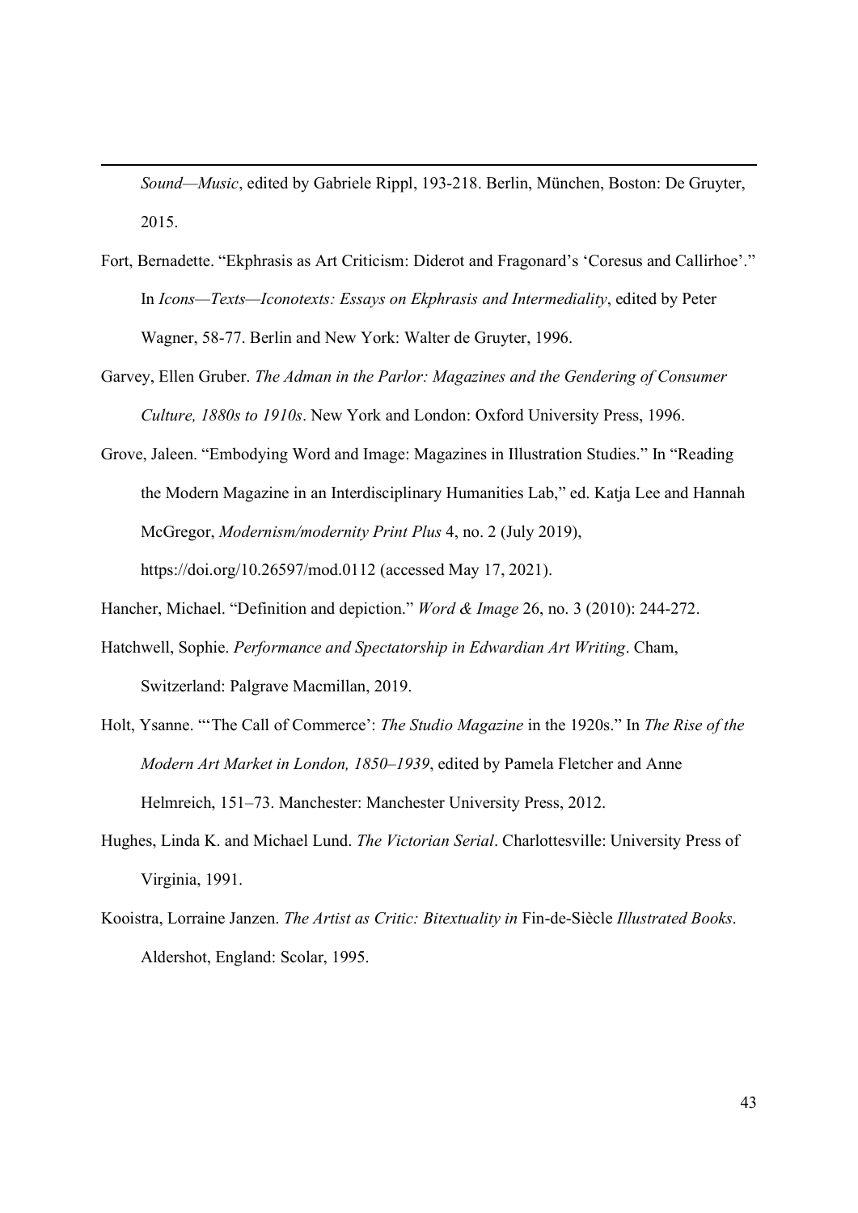*Sound—Music*, edited by Gabriele Rippl, 193-218. Berlin, München, Boston: De Gruyter, 2015.

Fort, Bernadette. "Ekphrasis as Art Criticism: Diderot and Fragonard's 'Coresus and Callirhoe'." In *Icons—Texts—Iconotexts: Essays on Ekphrasis and Intermediality*, edited by Peter Wagner, 58-77. Berlin and New York: Walter de Gruyter, 1996.

Garvey, Ellen Gruber. *The Adman in the Parlor: Magazines and the Gendering of Consumer Culture, 1880s to 1910s*. New York and London: Oxford University Press, 1996.

Grove, Jaleen. "Embodying Word and Image: Magazines in Illustration Studies." In "Reading the Modern Magazine in an Interdisciplinary Humanities Lab," ed. Katja Lee and Hannah McGregor, *Modernism/modernity Print Plus* 4, no. 2 (July 2019), https://doi.org/10.26597/mod.0112 (accessed May 17, 2021).

Hancher, Michael. "Definition and depiction." *Word & Image* 26, no. 3 (2010): 244-272.

Hatchwell, Sophie. *Performance and Spectatorship in Edwardian Art Writing*. Cham, Switzerland: Palgrave Macmillan, 2019.

Holt, Ysanne. "'The Call of Commerce': *The Studio Magazine* in the 1920s." In *The Rise of the Modern Art Market in London, 1850–1939*, edited by Pamela Fletcher and Anne Helmreich, 151–73. Manchester: Manchester University Press, 2012.

Hughes, Linda K. and Michael Lund. *The Victorian Serial*. Charlottesville: University Press of Virginia, 1991.

Kooistra, Lorraine Janzen. *The Artist as Critic: Bitextuality in* Fin-de-Siècle *Illustrated Books*. Aldershot, England: Scolar, 1995.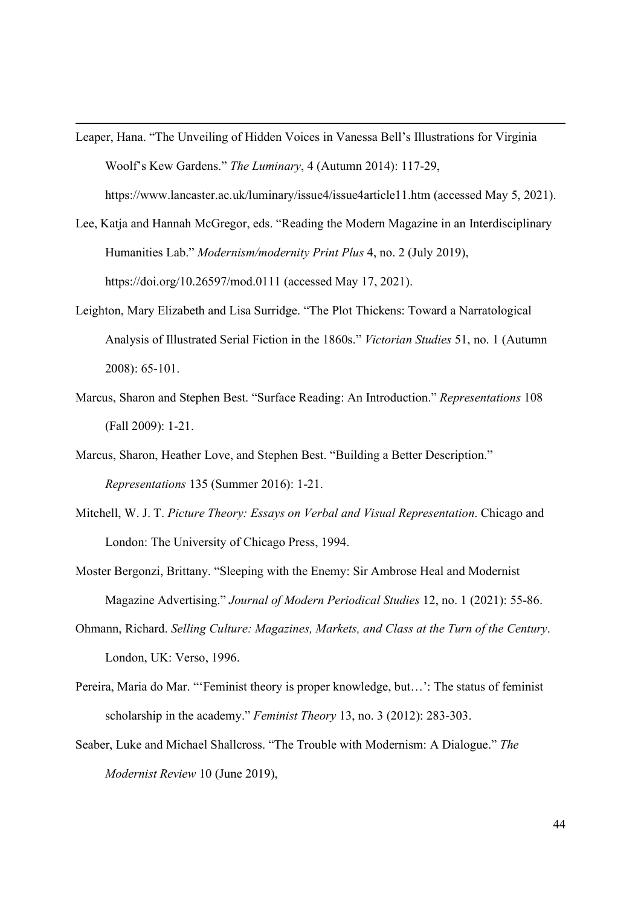Leaper, Hana. "The Unveiling of Hidden Voices in Vanessa Bell's Illustrations for Virginia Woolf's Kew Gardens." *The Luminary*, 4 (Autumn 2014): 117-29, https://www.lancaster.ac.uk/luminary/issue4/issue4article11.htm (accessed May 5, 2021).

Lee, Katja and Hannah McGregor, eds. "Reading the Modern Magazine in an Interdisciplinary Humanities Lab." *Modernism/modernity Print Plus* 4, no. 2 (July 2019), https://doi.org/10.26597/mod.0111 (accessed May 17, 2021).

Leighton, Mary Elizabeth and Lisa Surridge. "The Plot Thickens: Toward a Narratological Analysis of Illustrated Serial Fiction in the 1860s." *Victorian Studies* 51, no. 1 (Autumn 2008): 65-101.

Marcus, Sharon and Stephen Best. "Surface Reading: An Introduction." *Representations* 108 (Fall 2009): 1-21.

Marcus, Sharon, Heather Love, and Stephen Best. "Building a Better Description." *Representations* 135 (Summer 2016): 1-21.

Mitchell, W. J. T. *Picture Theory: Essays on Verbal and Visual Representation*. Chicago and London: The University of Chicago Press, 1994.

Moster Bergonzi, Brittany. "Sleeping with the Enemy: Sir Ambrose Heal and Modernist Magazine Advertising." *Journal of Modern Periodical Studies* 12, no. 1 (2021): 55-86.

Ohmann, Richard. *Selling Culture: Magazines, Markets, and Class at the Turn of the Century*. London, UK: Verso, 1996.

Pereira, Maria do Mar. "'Feminist theory is proper knowledge, but…': The status of feminist scholarship in the academy." *Feminist Theory* 13, no. 3 (2012): 283-303.

Seaber, Luke and Michael Shallcross. "The Trouble with Modernism: A Dialogue." *The Modernist Review* 10 (June 2019),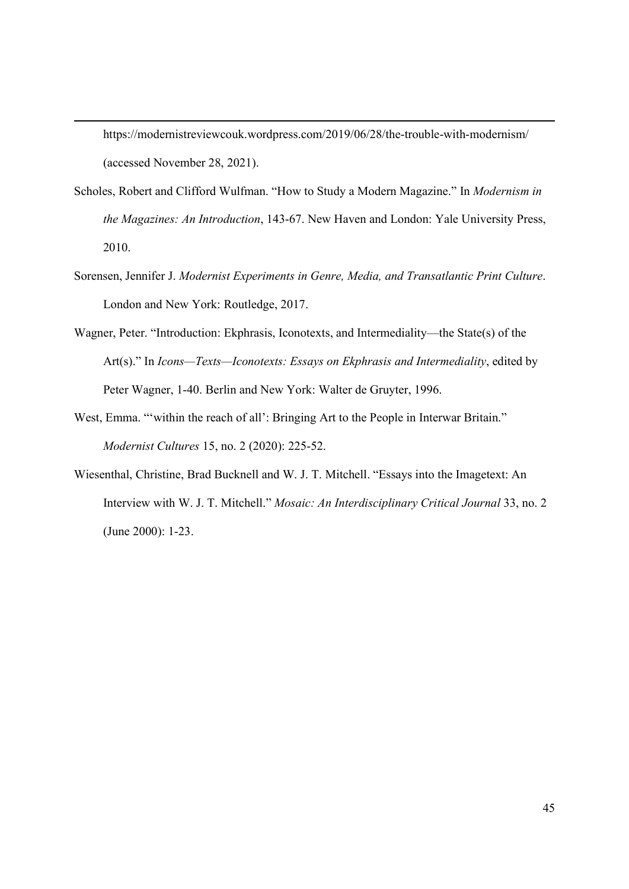https://modernistreviewcouk.wordpress.com/2019/06/28/the-trouble-with-modernism/ (accessed November 28, 2021).

Scholes, Robert and Clifford Wulfman. "How to Study a Modern Magazine." In *Modernism in the Magazines: An Introduction*, 143-67. New Haven and London: Yale University Press, 2010.

Sorensen, Jennifer J. *Modernist Experiments in Genre, Media, and Transatlantic Print Culture*. London and New York: Routledge, 2017.

Wagner, Peter. "Introduction: Ekphrasis, Iconotexts, and Intermediality—the State(s) of the Art(s)." In *Icons—Texts—Iconotexts: Essays on Ekphrasis and Intermediality*, edited by Peter Wagner, 1-40. Berlin and New York: Walter de Gruyter, 1996.

West, Emma. "'within the reach of all': Bringing Art to the People in Interwar Britain." *Modernist Cultures* 15, no. 2 (2020): 225-52.

Wiesenthal, Christine, Brad Bucknell and W. J. T. Mitchell. "Essays into the Imagetext: An Interview with W. J. T. Mitchell." *Mosaic: An Interdisciplinary Critical Journal* 33, no. 2 (June 2000): 1-23.